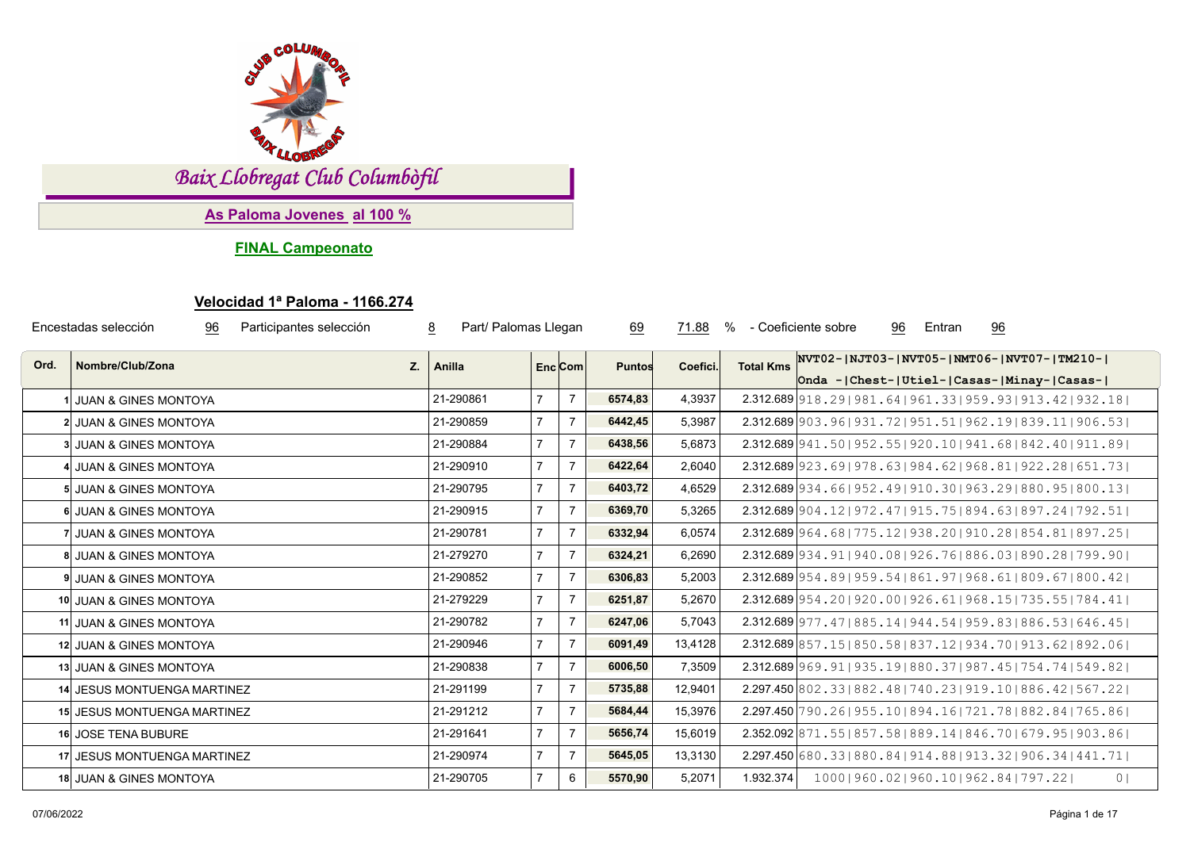# Baix Llobregat Club Colombòfil

## As Paloma Jovenes al 100 %

### FINAL Campeonato

### Velocidad 1ª Paloma - 1166.274

Encestadas selección 96 Participantes selección 8 Part/ Palomas Llegan 69 71.88 % - Coeficiente sobre 96 Entran 96

| Ord. | Nombre/Club/Zona | Z. | Anilla | Enc | Com | Puntos | Coefici. | Total Kms | NVT02-\|NJT03-\|NVT05-\|NMT06-\|NVT07-\|TM210-\| Onda -\|Chest-\|Utiel-\|Casas-\|Minay-\|Casas-\| |
|---|---|---|---|---|---|---|---|---|---|
| 1 | JUAN & GINES MONTOYA | | 21-290861 | 7 | 7 | 6574,83 | 4,3937 | 2.312.689 | 918.29\|981.64\|961.33\|959.93\|913.42\|932.18\| |
| 2 | JUAN & GINES MONTOYA | | 21-290859 | 7 | 7 | 6442,45 | 5,3987 | 2.312.689 | 903.96\|931.72\|951.51\|962.19\|839.11\|906.53\| |
| 3 | JUAN & GINES MONTOYA | | 21-290884 | 7 | 7 | 6438,56 | 5,6873 | 2.312.689 | 941.50\|952.55\|920.10\|941.68\|842.40\|911.89\| |
| 4 | JUAN & GINES MONTOYA | | 21-290910 | 7 | 7 | 6422,64 | 2,6040 | 2.312.689 | 923.69\|978.63\|984.62\|968.81\|922.28\|651.73\| |
| 5 | JUAN & GINES MONTOYA | | 21-290795 | 7 | 7 | 6403,72 | 4,6529 | 2.312.689 | 934.66\|952.49\|910.30\|963.29\|880.95\|800.13\| |
| 6 | JUAN & GINES MONTOYA | | 21-290915 | 7 | 7 | 6369,70 | 5,3265 | 2.312.689 | 904.12\|972.47\|915.75\|894.63\|897.24\|792.51\| |
| 7 | JUAN & GINES MONTOYA | | 21-290781 | 7 | 7 | 6332,94 | 6,0574 | 2.312.689 | 964.68\|775.12\|938.20\|910.28\|854.81\|897.25\| |
| 8 | JUAN & GINES MONTOYA | | 21-279270 | 7 | 7 | 6324,21 | 6,2690 | 2.312.689 | 934.91\|940.08\|926.76\|886.03\|890.28\|799.90\| |
| 9 | JUAN & GINES MONTOYA | | 21-290852 | 7 | 7 | 6306,83 | 5,2003 | 2.312.689 | 954.89\|959.54\|861.97\|968.61\|809.67\|800.42\| |
| 10 | JUAN & GINES MONTOYA | | 21-279229 | 7 | 7 | 6251,87 | 5,2670 | 2.312.689 | 954.20\|920.00\|926.61\|968.15\|735.55\|784.41\| |
| 11 | JUAN & GINES MONTOYA | | 21-290782 | 7 | 7 | 6247,06 | 5,7043 | 2.312.689 | 977.47\|885.14\|944.54\|959.83\|886.53\|646.45\| |
| 12 | JUAN & GINES MONTOYA | | 21-290946 | 7 | 7 | 6091,49 | 13,4128 | 2.312.689 | 857.15\|850.58\|837.12\|934.70\|913.62\|892.06\| |
| 13 | JUAN & GINES MONTOYA | | 21-290838 | 7 | 7 | 6006,50 | 7,3509 | 2.312.689 | 969.91\|935.19\|880.37\|987.45\|754.74\|549.82\| |
| 14 | JESUS MONTUENGA MARTINEZ | | 21-291199 | 7 | 7 | 5735,88 | 12,9401 | 2.297.450 | 802.33\|882.48\|740.23\|919.10\|886.42\|567.22\| |
| 15 | JESUS MONTUENGA MARTINEZ | | 21-291212 | 7 | 7 | 5684,44 | 15,3976 | 2.297.450 | 790.26\|955.10\|894.16\|721.78\|882.84\|765.86\| |
| 16 | JOSE TENA BUBURE | | 21-291641 | 7 | 7 | 5656,74 | 15,6019 | 2.352.092 | 871.55\|857.58\|889.14\|846.70\|679.95\|903.86\| |
| 17 | JESUS MONTUENGA MARTINEZ | | 21-290974 | 7 | 7 | 5645,05 | 13,3130 | 2.297.450 | 680.33\|880.84\|914.88\|913.32\|906.34\|441.71\| |
| 18 | JUAN & GINES MONTOYA | | 21-290705 | 7 | 6 | 5570,90 | 5,2071 | 1.932.374 | 1000\|960.02\|960.10\|962.84\|797.22\| 0\| |

07/06/2022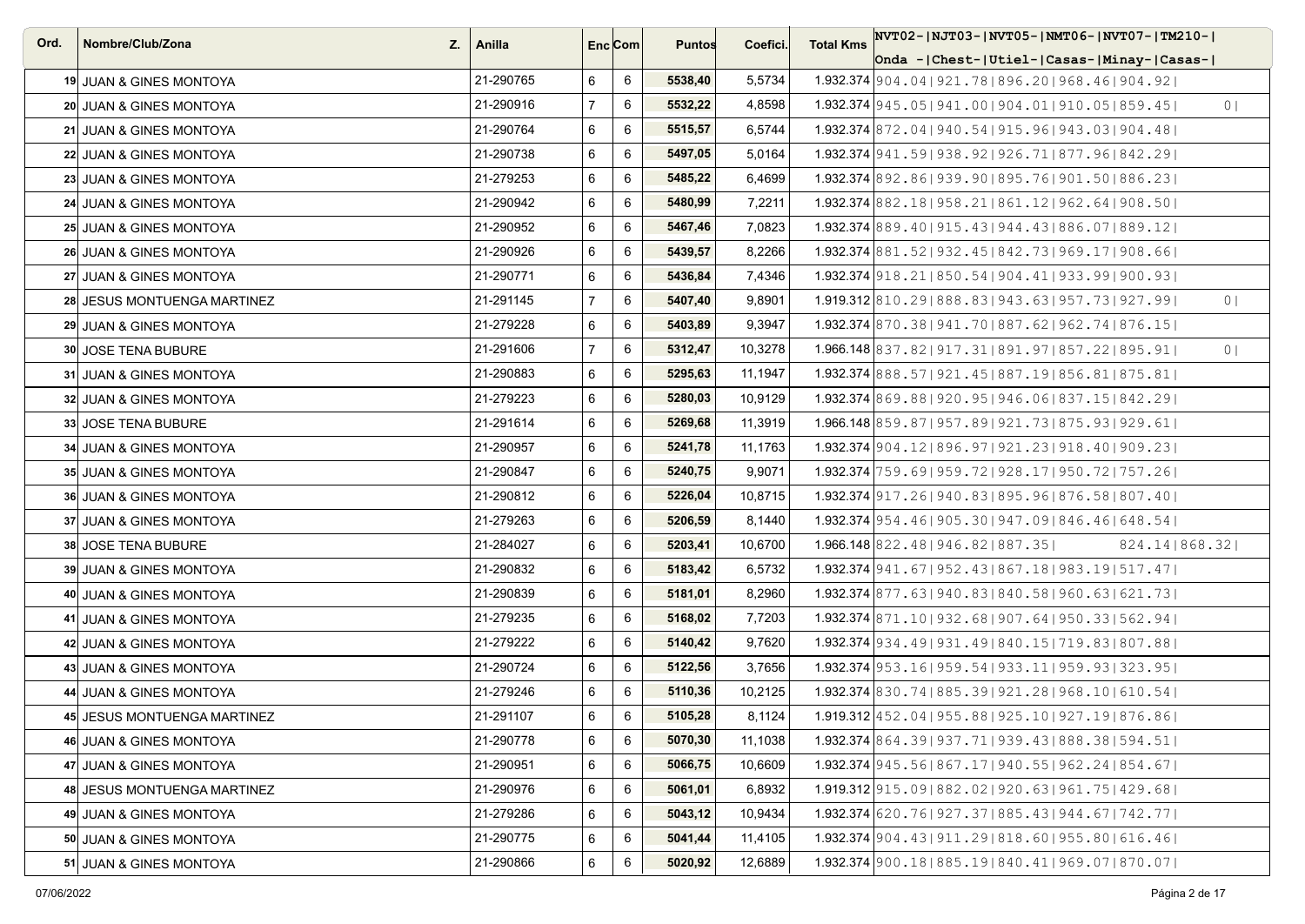| Ord. | Nombre/Club/Zona | Z. | Anilla | Enc | Com | Puntos | Coefici. | Total Kms | NVT02-Onda | NJT03-Chest | NVT05-Utiel | NMT06-Casas | NVT07-Minay | TM210-Casas |
|---|---|---|---|---|---|---|---|---|---|---|---|---|---|---|
| 19 | JUAN & GINES MONTOYA | | 21-290765 | 6 | 6 | **5538,40** | 5,5734 | 1.932.374 | 904.04 | 921.78 | 896.20 | 968.46 | 904.92 | |
| 20 | JUAN & GINES MONTOYA | | 21-290916 | 7 | 6 | **5532,22** | 4,8598 | 1.932.374 | 945.05 | 941.00 | 904.01 | 910.05 | 859.45 | 0 |
| 21 | JUAN & GINES MONTOYA | | 21-290764 | 6 | 6 | **5515,57** | 6,5744 | 1.932.374 | 872.04 | 940.54 | 915.96 | 943.03 | 904.48 | |
| 22 | JUAN & GINES MONTOYA | | 21-290738 | 6 | 6 | **5497,05** | 5,0164 | 1.932.374 | 941.59 | 938.92 | 926.71 | 877.96 | 842.29 | |
| 23 | JUAN & GINES MONTOYA | | 21-279253 | 6 | 6 | **5485,22** | 6,4699 | 1.932.374 | 892.86 | 939.90 | 895.76 | 901.50 | 886.23 | |
| 24 | JUAN & GINES MONTOYA | | 21-290942 | 6 | 6 | **5480,99** | 7,2211 | 1.932.374 | 882.18 | 958.21 | 861.12 | 962.64 | 908.50 | |
| 25 | JUAN & GINES MONTOYA | | 21-290952 | 6 | 6 | **5467,46** | 7,0823 | 1.932.374 | 889.40 | 915.43 | 944.43 | 886.07 | 889.12 | |
| 26 | JUAN & GINES MONTOYA | | 21-290926 | 6 | 6 | **5439,57** | 8,2266 | 1.932.374 | 881.52 | 932.45 | 842.73 | 969.17 | 908.66 | |
| 27 | JUAN & GINES MONTOYA | | 21-290771 | 6 | 6 | **5436,84** | 7,4346 | 1.932.374 | 918.21 | 850.54 | 904.41 | 933.99 | 900.93 | |
| 28 | JESUS MONTUENGA MARTINEZ | | 21-291145 | 7 | 6 | **5407,40** | 9,8901 | 1.919.312 | 810.29 | 888.83 | 943.63 | 957.73 | 927.99 | 0 |
| 29 | JUAN & GINES MONTOYA | | 21-279228 | 6 | 6 | **5403,89** | 9,3947 | 1.932.374 | 870.38 | 941.70 | 887.62 | 962.74 | 876.15 | |
| 30 | JOSE TENA BUBURE | | 21-291606 | 7 | 6 | **5312,47** | 10,3278 | 1.966.148 | 837.82 | 917.31 | 891.97 | 857.22 | 895.91 | 0 |
| 31 | JUAN & GINES MONTOYA | | 21-290883 | 6 | 6 | **5295,63** | 11,1947 | 1.932.374 | 888.57 | 921.45 | 887.19 | 856.81 | 875.81 | |
| 32 | JUAN & GINES MONTOYA | | 21-279223 | 6 | 6 | **5280,03** | 10,9129 | 1.932.374 | 869.88 | 920.95 | 946.06 | 837.15 | 842.29 | |
| 33 | JOSE TENA BUBURE | | 21-291614 | 6 | 6 | **5269,68** | 11,3919 | 1.966.148 | 859.87 | 957.89 | 921.73 | 875.93 | 929.61 | |
| 34 | JUAN & GINES MONTOYA | | 21-290957 | 6 | 6 | **5241,78** | 11,1763 | 1.932.374 | 904.12 | 896.97 | 921.23 | 918.40 | 909.23 | |
| 35 | JUAN & GINES MONTOYA | | 21-290847 | 6 | 6 | **5240,75** | 9,9071 | 1.932.374 | 759.69 | 959.72 | 928.17 | 950.72 | 757.26 | |
| 36 | JUAN & GINES MONTOYA | | 21-290812 | 6 | 6 | **5226,04** | 10,8715 | 1.932.374 | 917.26 | 940.83 | 895.96 | 876.58 | 807.40 | |
| 37 | JUAN & GINES MONTOYA | | 21-279263 | 6 | 6 | **5206,59** | 8,1440 | 1.932.374 | 954.46 | 905.30 | 947.09 | 846.46 | 648.54 | |
| 38 | JOSE TENA BUBURE | | 21-284027 | 6 | 6 | **5203,41** | 10,6700 | 1.966.148 | 822.48 | 946.82 | 887.35 | | 824.14 | 868.32 |
| 39 | JUAN & GINES MONTOYA | | 21-290832 | 6 | 6 | **5183,42** | 6,5732 | 1.932.374 | 941.67 | 952.43 | 867.18 | 983.19 | 517.47 | |
| 40 | JUAN & GINES MONTOYA | | 21-290839 | 6 | 6 | **5181,01** | 8,2960 | 1.932.374 | 877.63 | 940.83 | 840.58 | 960.63 | 621.73 | |
| 41 | JUAN & GINES MONTOYA | | 21-279235 | 6 | 6 | **5168,02** | 7,7203 | 1.932.374 | 871.10 | 932.68 | 907.64 | 950.33 | 562.94 | |
| 42 | JUAN & GINES MONTOYA | | 21-279222 | 6 | 6 | **5140,42** | 9,7620 | 1.932.374 | 934.49 | 931.49 | 840.15 | 719.83 | 807.88 | |
| 43 | JUAN & GINES MONTOYA | | 21-290724 | 6 | 6 | **5122,56** | 3,7656 | 1.932.374 | 953.16 | 959.54 | 933.11 | 959.93 | 323.95 | |
| 44 | JUAN & GINES MONTOYA | | 21-279246 | 6 | 6 | **5110,36** | 10,2125 | 1.932.374 | 830.74 | 885.39 | 921.28 | 968.10 | 610.54 | |
| 45 | JESUS MONTUENGA MARTINEZ | | 21-291107 | 6 | 6 | **5105,28** | 8,1124 | 1.919.312 | 452.04 | 955.88 | 925.10 | 927.19 | 876.86 | |
| 46 | JUAN & GINES MONTOYA | | 21-290778 | 6 | 6 | **5070,30** | 11,1038 | 1.932.374 | 864.39 | 937.71 | 939.43 | 888.38 | 594.51 | |
| 47 | JUAN & GINES MONTOYA | | 21-290951 | 6 | 6 | **5066,75** | 10,6609 | 1.932.374 | 945.56 | 867.17 | 940.55 | 962.24 | 854.67 | |
| 48 | JESUS MONTUENGA MARTINEZ | | 21-290976 | 6 | 6 | **5061,01** | 6,8932 | 1.919.312 | 915.09 | 882.02 | 920.63 | 961.75 | 429.68 | |
| 49 | JUAN & GINES MONTOYA | | 21-279286 | 6 | 6 | **5043,12** | 10,9434 | 1.932.374 | 620.76 | 927.37 | 885.43 | 944.67 | 742.77 | |
| 50 | JUAN & GINES MONTOYA | | 21-290775 | 6 | 6 | **5041,44** | 11,4105 | 1.932.374 | 904.43 | 911.29 | 818.60 | 955.80 | 616.46 | |
| 51 | JUAN & GINES MONTOYA | | 21-290866 | 6 | 6 | **5020,92** | 12,6889 | 1.932.374 | 900.18 | 885.19 | 840.41 | 969.07 | 870.07 | |

07/06/2022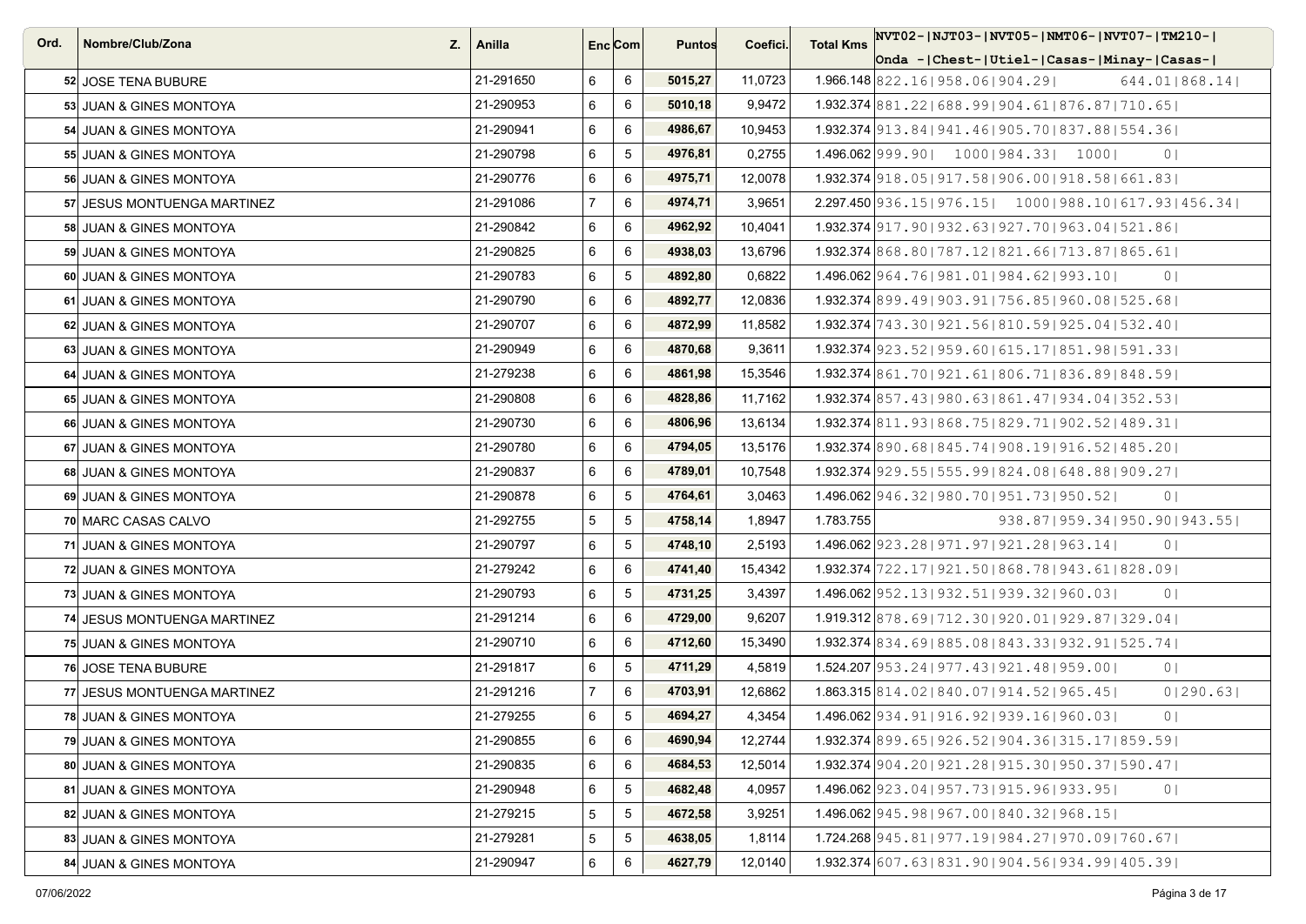| Ord. | Nombre/Club/Zona | Z. | Anilla | Enc | Com | Puntos | Coefici. | Total Kms | NVT02- Onda - | NJT03- Chest- | NVT05- Utiel- | NMT06- Casas- | NVT07- Minay- | TM210- Casas- |
|---|---|---|---|---|---|---|---|---|---|---|---|---|---|---|
| 52 | JOSE TENA BUBURE | | 21-291650 | 6 | 6 | **5015,27** | 11,0723 | 1.966.148 | 822.16 | 958.06 | 904.29 | | 644.01 | 868.14 |
| 53 | JUAN & GINES MONTOYA | | 21-290953 | 6 | 6 | **5010,18** | 9,9472 | 1.932.374 | 881.22 | 688.99 | 904.61 | 876.87 | 710.65 | |
| 54 | JUAN & GINES MONTOYA | | 21-290941 | 6 | 6 | **4986,67** | 10,9453 | 1.932.374 | 913.84 | 941.46 | 905.70 | 837.88 | 554.36 | |
| 55 | JUAN & GINES MONTOYA | | 21-290798 | 6 | 5 | **4976,81** | 0,2755 | 1.496.062 | 999.90 | 1000 | 984.33 | 1000 | 0 | |
| 56 | JUAN & GINES MONTOYA | | 21-290776 | 6 | 6 | **4975,71** | 12,0078 | 1.932.374 | 918.05 | 917.58 | 906.00 | 918.58 | 661.83 | |
| 57 | JESUS MONTUENGA MARTINEZ | | 21-291086 | 7 | 6 | **4974,71** | 3,9651 | 2.297.450 | 936.15 | 976.15 | 1000 | 988.10 | 617.93 | 456.34 |
| 58 | JUAN & GINES MONTOYA | | 21-290842 | 6 | 6 | **4962,92** | 10,4041 | 1.932.374 | 917.90 | 932.63 | 927.70 | 963.04 | 521.86 | |
| 59 | JUAN & GINES MONTOYA | | 21-290825 | 6 | 6 | **4938,03** | 13,6796 | 1.932.374 | 868.80 | 787.12 | 821.66 | 713.87 | 865.61 | |
| 60 | JUAN & GINES MONTOYA | | 21-290783 | 6 | 5 | **4892,80** | 0,6822 | 1.496.062 | 964.76 | 981.01 | 984.62 | 993.10 | 0 | |
| 61 | JUAN & GINES MONTOYA | | 21-290790 | 6 | 6 | **4892,77** | 12,0836 | 1.932.374 | 899.49 | 903.91 | 756.85 | 960.08 | 525.68 | |
| 62 | JUAN & GINES MONTOYA | | 21-290707 | 6 | 6 | **4872,99** | 11,8582 | 1.932.374 | 743.30 | 921.56 | 810.59 | 925.04 | 532.40 | |
| 63 | JUAN & GINES MONTOYA | | 21-290949 | 6 | 6 | **4870,68** | 9,3611 | 1.932.374 | 923.52 | 959.60 | 615.17 | 851.98 | 591.33 | |
| 64 | JUAN & GINES MONTOYA | | 21-279238 | 6 | 6 | **4861,98** | 15,3546 | 1.932.374 | 861.70 | 921.61 | 806.71 | 836.89 | 848.59 | |
| 65 | JUAN & GINES MONTOYA | | 21-290808 | 6 | 6 | **4828,86** | 11,7162 | 1.932.374 | 857.43 | 980.63 | 861.47 | 934.04 | 352.53 | |
| 66 | JUAN & GINES MONTOYA | | 21-290730 | 6 | 6 | **4806,96** | 13,6134 | 1.932.374 | 811.93 | 868.75 | 829.71 | 902.52 | 489.31 | |
| 67 | JUAN & GINES MONTOYA | | 21-290780 | 6 | 6 | **4794,05** | 13,5176 | 1.932.374 | 890.68 | 845.74 | 908.19 | 916.52 | 485.20 | |
| 68 | JUAN & GINES MONTOYA | | 21-290837 | 6 | 6 | **4789,01** | 10,7548 | 1.932.374 | 929.55 | 555.99 | 824.08 | 648.88 | 909.27 | |
| 69 | JUAN & GINES MONTOYA | | 21-290878 | 6 | 5 | **4764,61** | 3,0463 | 1.496.062 | 946.32 | 980.70 | 951.73 | 950.52 | 0 | |
| 70 | MARC CASAS CALVO | | 21-292755 | 5 | 5 | **4758,14** | 1,8947 | 1.783.755 | | | 938.87 | 959.34 | 950.90 | 943.55 |
| 71 | JUAN & GINES MONTOYA | | 21-290797 | 6 | 5 | **4748,10** | 2,5193 | 1.496.062 | 923.28 | 971.97 | 921.28 | 963.14 | 0 | |
| 72 | JUAN & GINES MONTOYA | | 21-279242 | 6 | 6 | **4741,40** | 15,4342 | 1.932.374 | 722.17 | 921.50 | 868.78 | 943.61 | 828.09 | |
| 73 | JUAN & GINES MONTOYA | | 21-290793 | 6 | 5 | **4731,25** | 3,4397 | 1.496.062 | 952.13 | 932.51 | 939.32 | 960.03 | 0 | |
| 74 | JESUS MONTUENGA MARTINEZ | | 21-291214 | 6 | 6 | **4729,00** | 9,6207 | 1.919.312 | 878.69 | 712.30 | 920.01 | 929.87 | 329.04 | |
| 75 | JUAN & GINES MONTOYA | | 21-290710 | 6 | 6 | **4712,60** | 15,3490 | 1.932.374 | 834.69 | 885.08 | 843.33 | 932.91 | 525.74 | |
| 76 | JOSE TENA BUBURE | | 21-291817 | 6 | 5 | **4711,29** | 4,5819 | 1.524.207 | 953.24 | 977.43 | 921.48 | 959.00 | 0 | |
| 77 | JESUS MONTUENGA MARTINEZ | | 21-291216 | 7 | 6 | **4703,91** | 12,6862 | 1.863.315 | 814.02 | 840.07 | 914.52 | 965.45 | 0 | 290.63 |
| 78 | JUAN & GINES MONTOYA | | 21-279255 | 6 | 5 | **4694,27** | 4,3454 | 1.496.062 | 934.91 | 916.92 | 939.16 | 960.03 | 0 | |
| 79 | JUAN & GINES MONTOYA | | 21-290855 | 6 | 6 | **4690,94** | 12,2744 | 1.932.374 | 899.65 | 926.52 | 904.36 | 315.17 | 859.59 | |
| 80 | JUAN & GINES MONTOYA | | 21-290835 | 6 | 6 | **4684,53** | 12,5014 | 1.932.374 | 904.20 | 921.28 | 915.30 | 950.37 | 590.47 | |
| 81 | JUAN & GINES MONTOYA | | 21-290948 | 6 | 5 | **4682,48** | 4,0957 | 1.496.062 | 923.04 | 957.73 | 915.96 | 933.95 | 0 | |
| 82 | JUAN & GINES MONTOYA | | 21-279215 | 5 | 5 | **4672,58** | 3,9251 | 1.496.062 | 945.98 | 967.00 | 840.32 | 968.15 | | |
| 83 | JUAN & GINES MONTOYA | | 21-279281 | 5 | 5 | **4638,05** | 1,8114 | 1.724.268 | 945.81 | 977.19 | 984.27 | 970.09 | 760.67 | |
| 84 | JUAN & GINES MONTOYA | | 21-290947 | 6 | 6 | **4627,79** | 12,0140 | 1.932.374 | 607.63 | 831.90 | 904.56 | 934.99 | 405.39 | |

07/06/2022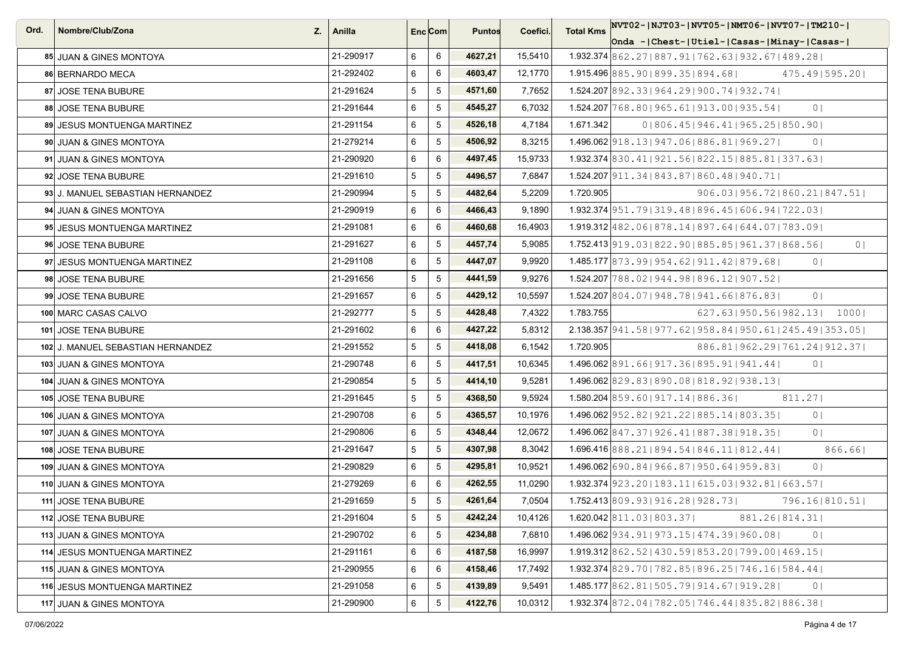| Ord. | Nombre/Club/Zona | Z. | Anilla | Enc | Com | Puntos | Coefici. | Total Kms | NVT02-\|NJT03-\|NVT05-\|NMT06-\|NVT07-\|TM210-\| Onda -\|Chest-\|Utiel-\|Casas-\|Minay-\|Casas-\| |
|---|---|---|---|---|---|---|---|---|---|
| 85 | JUAN & GINES MONTOYA | | 21-290917 | 6 | 6 | 4627,21 | 15,5410 | 1.932.374 | 862.27\|887.91\|762.63\|932.67\|489.28\| |
| 86 | BERNARDO MECA | | 21-292402 | 6 | 6 | 4603,47 | 12,1770 | 1.915.496 | 885.90\|899.35\|894.68\| 475.49\|595.20\| |
| 87 | JOSE TENA BUBURE | | 21-291624 | 5 | 5 | 4571,60 | 7,7652 | 1.524.207 | 892.33\|964.29\|900.74\|932.74\| |
| 88 | JOSE TENA BUBURE | | 21-291644 | 6 | 5 | 4545,27 | 6,7032 | 1.524.207 | 768.80\|965.61\|913.00\|935.54\| 0\| |
| 89 | JESUS MONTUENGA MARTINEZ | | 21-291154 | 6 | 5 | 4526,18 | 4,7184 | 1.671.342 | 0\|806.45\|946.41\|965.25\|850.90\| |
| 90 | JUAN & GINES MONTOYA | | 21-279214 | 6 | 5 | 4506,92 | 8,3215 | 1.496.062 | 918.13\|947.06\|886.81\|969.27\| 0\| |
| 91 | JUAN & GINES MONTOYA | | 21-290920 | 6 | 6 | 4497,45 | 15,9733 | 1.932.374 | 830.41\|921.56\|822.15\|885.81\|337.63\| |
| 92 | JOSE TENA BUBURE | | 21-291610 | 5 | 5 | 4496,57 | 7,6847 | 1.524.207 | 911.34\|843.87\|860.48\|940.71\| |
| 93 | J. MANUEL SEBASTIAN HERNANDEZ | | 21-290994 | 5 | 5 | 4482,64 | 5,2209 | 1.720.905 | 906.03\|956.72\|860.21\|847.51\| |
| 94 | JUAN & GINES MONTOYA | | 21-290919 | 6 | 6 | 4466,43 | 9,1890 | 1.932.374 | 951.79\|319.48\|896.45\|606.94\|722.03\| |
| 95 | JESUS MONTUENGA MARTINEZ | | 21-291081 | 6 | 6 | 4460,68 | 16,4903 | 1.919.312 | 482.06\|878.14\|897.64\|644.07\|783.09\| |
| 96 | JOSE TENA BUBURE | | 21-291627 | 6 | 5 | 4457,74 | 5,9085 | 1.752.413 | 919.03\|822.90\|885.85\|961.37\|868.56\| 0\| |
| 97 | JESUS MONTUENGA MARTINEZ | | 21-291108 | 6 | 5 | 4447,07 | 9,9920 | 1.485.177 | 873.99\|954.62\|911.42\|879.68\| 0\| |
| 98 | JOSE TENA BUBURE | | 21-291656 | 5 | 5 | 4441,59 | 9,9276 | 1.524.207 | 788.02\|944.98\|896.12\|907.52\| |
| 99 | JOSE TENA BUBURE | | 21-291657 | 6 | 5 | 4429,12 | 10,5597 | 1.524.207 | 804.07\|948.78\|941.66\|876.83\| 0\| |
| 100 | MARC CASAS CALVO | | 21-292777 | 5 | 5 | 4428,48 | 7,4322 | 1.783.755 | 627.63\|950.56\|982.13\| 1000\| |
| 101 | JOSE TENA BUBURE | | 21-291602 | 6 | 6 | 4427,22 | 5,8312 | 2.138.357 | 941.58\|977.62\|958.84\|950.61\|245.49\|353.05\| |
| 102 | J. MANUEL SEBASTIAN HERNANDEZ | | 21-291552 | 5 | 5 | 4418,08 | 6,1542 | 1.720.905 | 886.81\|962.29\|761.24\|912.37\| |
| 103 | JUAN & GINES MONTOYA | | 21-290748 | 6 | 5 | 4417,51 | 10,6345 | 1.496.062 | 891.66\|917.36\|895.91\|941.44\| 0\| |
| 104 | JUAN & GINES MONTOYA | | 21-290854 | 5 | 5 | 4414,10 | 9,5281 | 1.496.062 | 829.83\|890.08\|818.92\|938.13\| |
| 105 | JOSE TENA BUBURE | | 21-291645 | 5 | 5 | 4368,50 | 9,5924 | 1.580.204 | 859.60\|917.14\|886.36\| 811.27\| |
| 106 | JUAN & GINES MONTOYA | | 21-290708 | 6 | 5 | 4365,57 | 10,1976 | 1.496.062 | 952.82\|921.22\|885.14\|803.35\| 0\| |
| 107 | JUAN & GINES MONTOYA | | 21-290806 | 6 | 5 | 4348,44 | 12,0672 | 1.496.062 | 847.37\|926.41\|887.38\|918.35\| 0\| |
| 108 | JOSE TENA BUBURE | | 21-291647 | 5 | 5 | 4307,98 | 8,3042 | 1.696.416 | 888.21\|894.54\|846.11\|812.44\| 866.66\| |
| 109 | JUAN & GINES MONTOYA | | 21-290829 | 6 | 5 | 4295,81 | 10,9521 | 1.496.062 | 690.84\|966.87\|950.64\|959.83\| 0\| |
| 110 | JUAN & GINES MONTOYA | | 21-279269 | 6 | 6 | 4262,55 | 11,0290 | 1.932.374 | 923.20\|183.11\|615.03\|932.81\|663.57\| |
| 111 | JOSE TENA BUBURE | | 21-291659 | 5 | 5 | 4261,64 | 7,0504 | 1.752.413 | 809.93\|916.28\|928.73\| 796.16\|810.51\| |
| 112 | JOSE TENA BUBURE | | 21-291604 | 5 | 5 | 4242,24 | 10,4126 | 1.620.042 | 811.03\|803.37\| 881.26\|814.31\| |
| 113 | JUAN & GINES MONTOYA | | 21-290702 | 6 | 5 | 4234,88 | 7,6810 | 1.496.062 | 934.91\|973.15\|474.39\|960.08\| 0\| |
| 114 | JESUS MONTUENGA MARTINEZ | | 21-291161 | 6 | 6 | 4187,58 | 16,9997 | 1.919.312 | 862.52\|430.59\|853.20\|799.00\|469.15\| |
| 115 | JUAN & GINES MONTOYA | | 21-290955 | 6 | 6 | 4158,46 | 17,7492 | 1.932.374 | 829.70\|782.85\|896.25\|746.16\|584.44\| |
| 116 | JESUS MONTUENGA MARTINEZ | | 21-291058 | 6 | 5 | 4139,89 | 9,5491 | 1.485.177 | 862.81\|505.79\|914.67\|919.28\| 0\| |
| 117 | JUAN & GINES MONTOYA | | 21-290900 | 6 | 5 | 4122,76 | 10,0312 | 1.932.374 | 872.04\|782.05\|746.44\|835.82\|886.38\| |

07/06/2022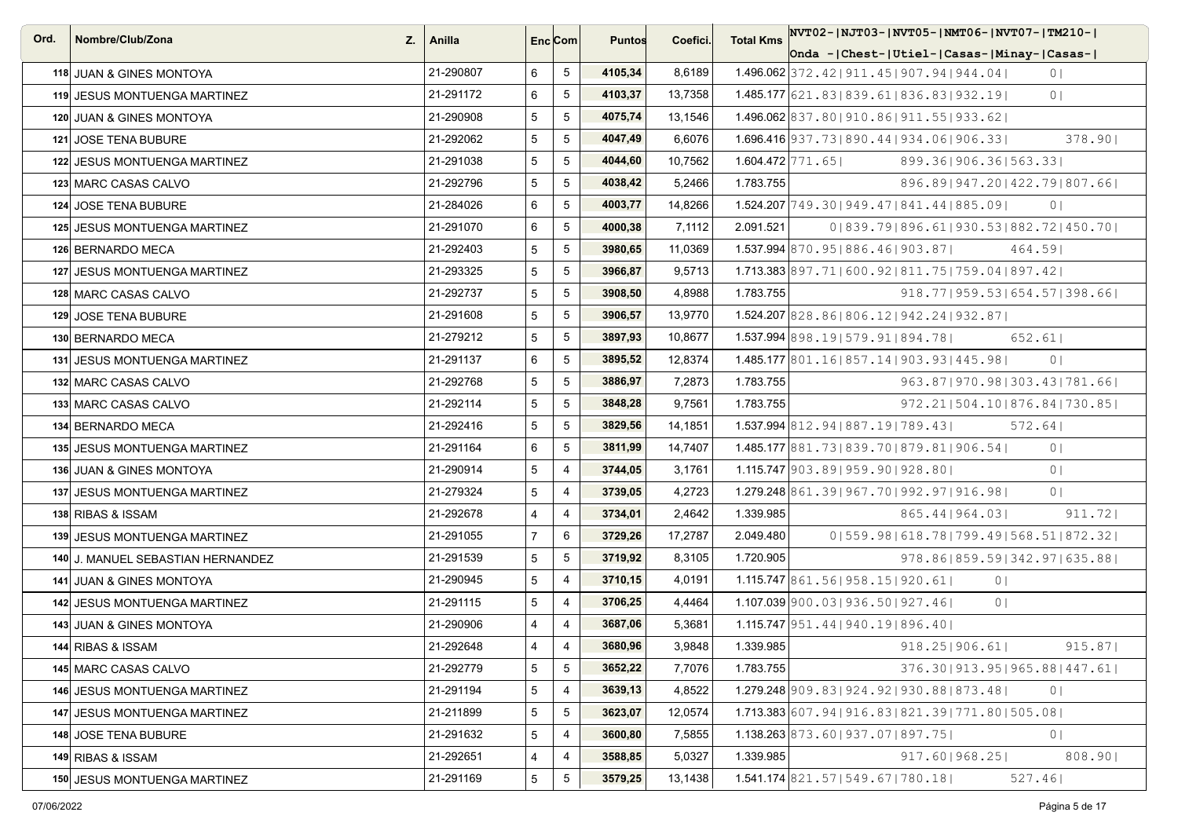| Ord. | Nombre/Club/Zona | Z. | Anilla | Enc | Com | Puntos | Coefici. | Total Kms | NVT02- Onda - | NJT03- Chest- | NVT05- Utiel- | NMT06- Casas- | NVT07- Minay- | TM210- Casas- |
|---|---|---|---|---|---|---|---|---|---|---|---|---|---|---|
| 118 | JUAN & GINES MONTOYA | | 21-290807 | 6 | 5 | **4105,34** | 8,6189 | 1.496.062 | 372.42 | 911.45 | 907.94 | 944.04 | 0 | |
| 119 | JESUS MONTUENGA MARTINEZ | | 21-291172 | 6 | 5 | **4103,37** | 13,7358 | 1.485.177 | 621.83 | 839.61 | 836.83 | 932.19 | 0 | |
| 120 | JUAN & GINES MONTOYA | | 21-290908 | 5 | 5 | **4075,74** | 13,1546 | 1.496.062 | 837.80 | 910.86 | 911.55 | 933.62 | | |
| 121 | JOSE TENA BUBURE | | 21-292062 | 5 | 5 | **4047,49** | 6,6076 | 1.696.416 | 937.73 | 890.44 | 934.06 | 906.33 | | 378.90 |
| 122 | JESUS MONTUENGA MARTINEZ | | 21-291038 | 5 | 5 | **4044,60** | 10,7562 | 1.604.472 | 771.65 | | 899.36 | 906.36 | 563.33 | |
| 123 | MARC CASAS CALVO | | 21-292796 | 5 | 5 | **4038,42** | 5,2466 | 1.783.755 | | | 896.89 | 947.20 | 422.79 | 807.66 |
| 124 | JOSE TENA BUBURE | | 21-284026 | 6 | 5 | **4003,77** | 14,8266 | 1.524.207 | 749.30 | 949.47 | 841.44 | 885.09 | 0 | |
| 125 | JESUS MONTUENGA MARTINEZ | | 21-291070 | 6 | 5 | **4000,38** | 7,1112 | 2.091.521 | 0 | 839.79 | 896.61 | 930.53 | 882.72 | 450.70 |
| 126 | BERNARDO MECA | | 21-292403 | 5 | 5 | **3980,65** | 11,0369 | 1.537.994 | 870.95 | 886.46 | 903.87 | | 464.59 | |
| 127 | JESUS MONTUENGA MARTINEZ | | 21-293325 | 5 | 5 | **3966,87** | 9,5713 | 1.713.383 | 897.71 | 600.92 | 811.75 | 759.04 | 897.42 | |
| 128 | MARC CASAS CALVO | | 21-292737 | 5 | 5 | **3908,50** | 4,8988 | 1.783.755 | | | 918.77 | 959.53 | 654.57 | 398.66 |
| 129 | JOSE TENA BUBURE | | 21-291608 | 5 | 5 | **3906,57** | 13,9770 | 1.524.207 | 828.86 | 806.12 | 942.24 | 932.87 | | |
| 130 | BERNARDO MECA | | 21-279212 | 5 | 5 | **3897,93** | 10,8677 | 1.537.994 | 898.19 | 579.91 | 894.78 | | 652.61 | |
| 131 | JESUS MONTUENGA MARTINEZ | | 21-291137 | 6 | 5 | **3895,52** | 12,8374 | 1.485.177 | 801.16 | 857.14 | 903.93 | 445.98 | 0 | |
| 132 | MARC CASAS CALVO | | 21-292768 | 5 | 5 | **3886,97** | 7,2873 | 1.783.755 | | | 963.87 | 970.98 | 303.43 | 781.66 |
| 133 | MARC CASAS CALVO | | 21-292114 | 5 | 5 | **3848,28** | 9,7561 | 1.783.755 | | | 972.21 | 504.10 | 876.84 | 730.85 |
| 134 | BERNARDO MECA | | 21-292416 | 5 | 5 | **3829,56** | 14,1851 | 1.537.994 | 812.94 | 887.19 | 789.43 | | 572.64 | |
| 135 | JESUS MONTUENGA MARTINEZ | | 21-291164 | 6 | 5 | **3811,99** | 14,7407 | 1.485.177 | 881.73 | 839.70 | 879.81 | 906.54 | 0 | |
| 136 | JUAN & GINES MONTOYA | | 21-290914 | 5 | 4 | **3744,05** | 3,1761 | 1.115.747 | 903.89 | 959.90 | 928.80 | | 0 | |
| 137 | JESUS MONTUENGA MARTINEZ | | 21-279324 | 5 | 4 | **3739,05** | 4,2723 | 1.279.248 | 861.39 | 967.70 | 992.97 | 916.98 | 0 | |
| 138 | RIBAS & ISSAM | | 21-292678 | 4 | 4 | **3734,01** | 2,4642 | 1.339.985 | | | 865.44 | 964.03 | | 911.72 |
| 139 | JESUS MONTUENGA MARTINEZ | | 21-291055 | 7 | 6 | **3729,26** | 17,2787 | 2.049.480 | 0 | 559.98 | 618.78 | 799.49 | 568.51 | 872.32 |
| 140 | J. MANUEL SEBASTIAN HERNANDEZ | | 21-291539 | 5 | 5 | **3719,92** | 8,3105 | 1.720.905 | | | 978.86 | 859.59 | 342.97 | 635.88 |
| 141 | JUAN & GINES MONTOYA | | 21-290945 | 5 | 4 | **3710,15** | 4,0191 | 1.115.747 | 861.56 | 958.15 | 920.61 | 0 | | |
| 142 | JESUS MONTUENGA MARTINEZ | | 21-291115 | 5 | 4 | **3706,25** | 4,4464 | 1.107.039 | 900.03 | 936.50 | 927.46 | 0 | | |
| 143 | JUAN & GINES MONTOYA | | 21-290906 | 4 | 4 | **3687,06** | 5,3681 | 1.115.747 | 951.44 | 940.19 | 896.40 | | | |
| 144 | RIBAS & ISSAM | | 21-292648 | 4 | 4 | **3680,96** | 3,9848 | 1.339.985 | | | 918.25 | 906.61 | | 915.87 |
| 145 | MARC CASAS CALVO | | 21-292779 | 5 | 5 | **3652,22** | 7,7076 | 1.783.755 | | | 376.30 | 913.95 | 965.88 | 447.61 |
| 146 | JESUS MONTUENGA MARTINEZ | | 21-291194 | 5 | 4 | **3639,13** | 4,8522 | 1.279.248 | 909.83 | 924.92 | 930.88 | 873.48 | 0 | |
| 147 | JESUS MONTUENGA MARTINEZ | | 21-211899 | 5 | 5 | **3623,07** | 12,0574 | 1.713.383 | 607.94 | 916.83 | 821.39 | 771.80 | 505.08 | |
| 148 | JOSE TENA BUBURE | | 21-291632 | 5 | 4 | **3600,80** | 7,5855 | 1.138.263 | 873.60 | 937.07 | 897.75 | | 0 | |
| 149 | RIBAS & ISSAM | | 21-292651 | 4 | 4 | **3588,85** | 5,0327 | 1.339.985 | | | 917.60 | 968.25 | | 808.90 |
| 150 | JESUS MONTUENGA MARTINEZ | | 21-291169 | 5 | 5 | **3579,25** | 13,1438 | 1.541.174 | 821.57 | 549.67 | 780.18 | | 527.46 | |

07/06/2022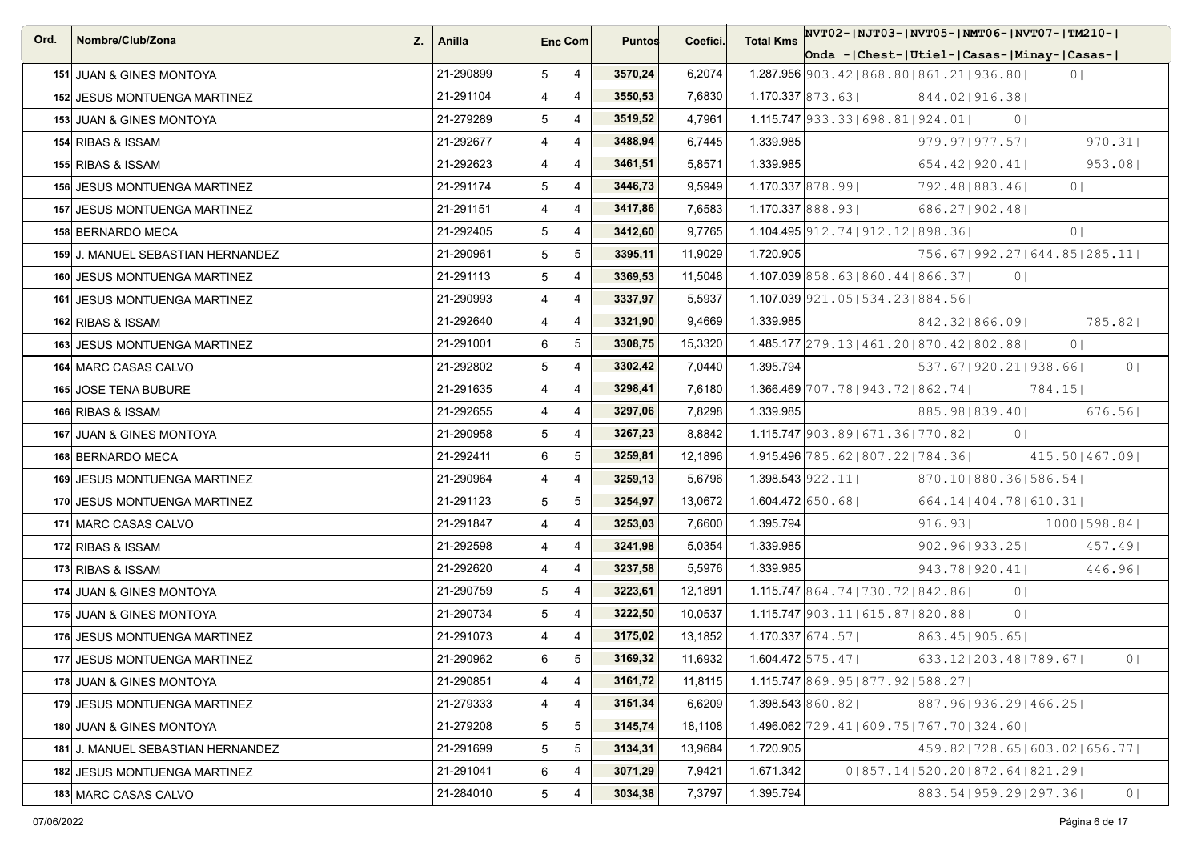| Ord. | Nombre/Club/Zona | Z. | Anilla | Enc | Com | Puntos | Coefici. | Total Kms | NVT02- Onda - | NJT03- Chest- | NVT05- Utiel- | NMT06- Casas- | NVT07- Minay- | TM210- Casas- |
|---|---|---|---|---|---|---|---|---|---|---|---|---|---|---|
| 151 | JUAN & GINES MONTOYA | | 21-290899 | 5 | 4 | **3570,24** | 6,2074 | 1.287.956 | 903.42 | 868.80 | 861.21 | 936.80 | 0 | |
| 152 | JESUS MONTUENGA MARTINEZ | | 21-291104 | 4 | 4 | **3550,53** | 7,6830 | 1.170.337 | 873.63 | | 844.02 | 916.38 | | |
| 153 | JUAN & GINES MONTOYA | | 21-279289 | 5 | 4 | **3519,52** | 4,7961 | 1.115.747 | 933.33 | 698.81 | 924.01 | 0 | | |
| 154 | RIBAS & ISSAM | | 21-292677 | 4 | 4 | **3488,94** | 6,7445 | 1.339.985 | | | 979.97 | 977.57 | | 970.31 |
| 155 | RIBAS & ISSAM | | 21-292623 | 4 | 4 | **3461,51** | 5,8571 | 1.339.985 | | | 654.42 | 920.41 | | 953.08 |
| 156 | JESUS MONTUENGA MARTINEZ | | 21-291174 | 5 | 4 | **3446,73** | 9,5949 | 1.170.337 | 878.99 | | 792.48 | 883.46 | 0 | |
| 157 | JESUS MONTUENGA MARTINEZ | | 21-291151 | 4 | 4 | **3417,86** | 7,6583 | 1.170.337 | 888.93 | | 686.27 | 902.48 | | |
| 158 | BERNARDO MECA | | 21-292405 | 5 | 4 | **3412,60** | 9,7765 | 1.104.495 | 912.74 | 912.12 | 898.36 | | 0 | |
| 159 | J. MANUEL SEBASTIAN HERNANDEZ | | 21-290961 | 5 | 5 | **3395,11** | 11,9029 | 1.720.905 | | | 756.67 | 992.27 | 644.85 | 285.11 |
| 160 | JESUS MONTUENGA MARTINEZ | | 21-291113 | 5 | 4 | **3369,53** | 11,5048 | 1.107.039 | 858.63 | 860.44 | 866.37 | 0 | | |
| 161 | JESUS MONTUENGA MARTINEZ | | 21-290993 | 4 | 4 | **3337,97** | 5,5937 | 1.107.039 | 921.05 | 534.23 | 884.56 | | | |
| 162 | RIBAS & ISSAM | | 21-292640 | 4 | 4 | **3321,90** | 9,4669 | 1.339.985 | | | 842.32 | 866.09 | | 785.82 |
| 163 | JESUS MONTUENGA MARTINEZ | | 21-291001 | 6 | 5 | **3308,75** | 15,3320 | 1.485.177 | 279.13 | 461.20 | 870.42 | 802.88 | 0 | |
| 164 | MARC CASAS CALVO | | 21-292802 | 5 | 4 | **3302,42** | 7,0440 | 1.395.794 | | | 537.67 | 920.21 | 938.66 | 0 |
| 165 | JOSE TENA BUBURE | | 21-291635 | 4 | 4 | **3298,41** | 7,6180 | 1.366.469 | 707.78 | 943.72 | 862.74 | | 784.15 | |
| 166 | RIBAS & ISSAM | | 21-292655 | 4 | 4 | **3297,06** | 7,8298 | 1.339.985 | | | 885.98 | 839.40 | | 676.56 |
| 167 | JUAN & GINES MONTOYA | | 21-290958 | 5 | 4 | **3267,23** | 8,8842 | 1.115.747 | 903.89 | 671.36 | 770.82 | 0 | | |
| 168 | BERNARDO MECA | | 21-292411 | 6 | 5 | **3259,81** | 12,1896 | 1.915.496 | 785.62 | 807.22 | 784.36 | | 415.50 | 467.09 |
| 169 | JESUS MONTUENGA MARTINEZ | | 21-290964 | 4 | 4 | **3259,13** | 5,6796 | 1.398.543 | 922.11 | | 870.10 | 880.36 | 586.54 | |
| 170 | JESUS MONTUENGA MARTINEZ | | 21-291123 | 5 | 5 | **3254,97** | 13,0672 | 1.604.472 | 650.68 | | 664.14 | 404.78 | 610.31 | |
| 171 | MARC CASAS CALVO | | 21-291847 | 4 | 4 | **3253,03** | 7,6600 | 1.395.794 | | | | 916.93 | 1000 | 598.84 |
| 172 | RIBAS & ISSAM | | 21-292598 | 4 | 4 | **3241,98** | 5,0354 | 1.339.985 | | | 902.96 | 933.25 | | 457.49 |
| 173 | RIBAS & ISSAM | | 21-292620 | 4 | 4 | **3237,58** | 5,5976 | 1.339.985 | | | 943.78 | 920.41 | | 446.96 |
| 174 | JUAN & GINES MONTOYA | | 21-290759 | 5 | 4 | **3223,61** | 12,1891 | 1.115.747 | 864.74 | 730.72 | 842.86 | 0 | | |
| 175 | JUAN & GINES MONTOYA | | 21-290734 | 5 | 4 | **3222,50** | 10,0537 | 1.115.747 | 903.11 | 615.87 | 820.88 | 0 | | |
| 176 | JESUS MONTUENGA MARTINEZ | | 21-291073 | 4 | 4 | **3175,02** | 13,1852 | 1.170.337 | 674.57 | | 863.45 | 905.65 | | |
| 177 | JESUS MONTUENGA MARTINEZ | | 21-290962 | 6 | 5 | **3169,32** | 11,6932 | 1.604.472 | 575.47 | | 633.12 | 203.48 | 789.67 | 0 |
| 178 | JUAN & GINES MONTOYA | | 21-290851 | 4 | 4 | **3161,72** | 11,8115 | 1.115.747 | 869.95 | 877.92 | 588.27 | | | |
| 179 | JESUS MONTUENGA MARTINEZ | | 21-279333 | 4 | 4 | **3151,34** | 6,6209 | 1.398.543 | 860.82 | | 887.96 | 936.29 | 466.25 | |
| 180 | JUAN & GINES MONTOYA | | 21-279208 | 5 | 5 | **3145,74** | 18,1108 | 1.496.062 | 729.41 | 609.75 | 767.70 | 324.60 | | |
| 181 | J. MANUEL SEBASTIAN HERNANDEZ | | 21-291699 | 5 | 5 | **3134,31** | 13,9684 | 1.720.905 | | | 459.82 | 728.65 | 603.02 | 656.77 |
| 182 | JESUS MONTUENGA MARTINEZ | | 21-291041 | 6 | 4 | **3071,29** | 7,9421 | 1.671.342 | 0 | 857.14 | 520.20 | 872.64 | 821.29 | |
| 183 | MARC CASAS CALVO | | 21-284010 | 5 | 4 | **3034,38** | 7,3797 | 1.395.794 | | | 883.54 | 959.29 | 297.36 | 0 |

07/06/2022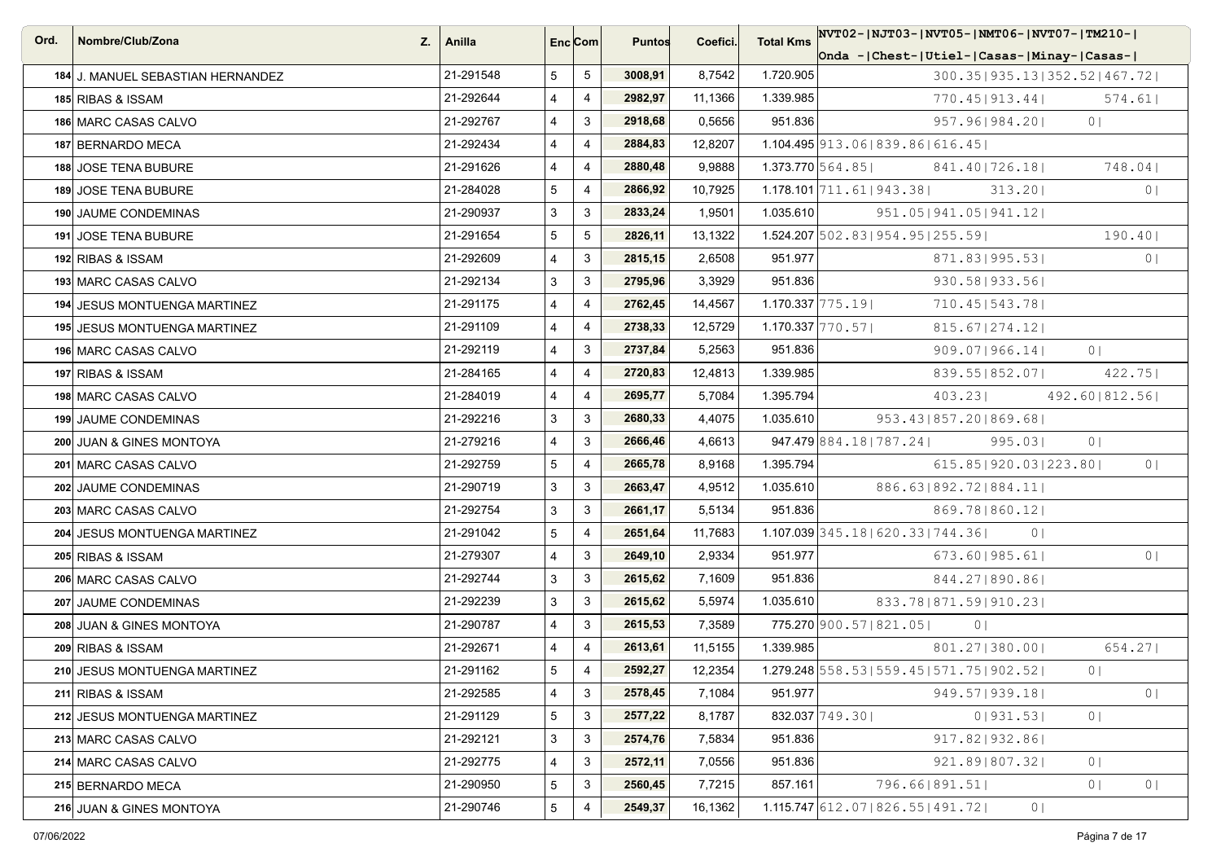| Ord. | Nombre/Club/Zona | Z. | Anilla | Enc | Com | Puntos | Coefici. | Total Kms | NVT02-Onda | NJT03-Chest | NVT05-Utiel | NMT06-Casas | NVT07-Minay | TM210-Casas |
|---|---|---|---|---|---|---|---|---|---|---|---|---|---|---|
| 184 | J. MANUEL SEBASTIAN HERNANDEZ | | 21-291548 | 5 | 5 | **3008,91** | 8,7542 | 1.720.905 | | | 300.35 | 935.13 | 352.52 | 467.72 |
| 185 | RIBAS & ISSAM | | 21-292644 | 4 | 4 | **2982,97** | 11,1366 | 1.339.985 | | | 770.45 | 913.44 | | 574.61 |
| 186 | MARC CASAS CALVO | | 21-292767 | 4 | 3 | **2918,68** | 0,5656 | 951.836 | | | 957.96 | 984.20 | 0 | |
| 187 | BERNARDO MECA | | 21-292434 | 4 | 4 | **2884,83** | 12,8207 | 1.104.495 | 913.06 | 839.86 | 616.45 | | | |
| 188 | JOSE TENA BUBURE | | 21-291626 | 4 | 4 | **2880,48** | 9,9888 | 1.373.770 | 564.85 | | 841.40 | 726.18 | | 748.04 |
| 189 | JOSE TENA BUBURE | | 21-284028 | 5 | 4 | **2866,92** | 10,7925 | 1.178.101 | 711.61 | 943.38 | | 313.20 | | 0 |
| 190 | JAUME CONDEMINAS | | 21-290937 | 3 | 3 | **2833,24** | 1,9501 | 1.035.610 | | 951.05 | 941.05 | 941.12 | | |
| 191 | JOSE TENA BUBURE | | 21-291654 | 5 | 5 | **2826,11** | 13,1322 | 1.524.207 | 502.83 | 954.95 | 255.59 | | | 190.40 |
| 192 | RIBAS & ISSAM | | 21-292609 | 4 | 3 | **2815,15** | 2,6508 | 951.977 | | | 871.83 | 995.53 | | 0 |
| 193 | MARC CASAS CALVO | | 21-292134 | 3 | 3 | **2795,96** | 3,3929 | 951.836 | | | 930.58 | 933.56 | | |
| 194 | JESUS MONTUENGA MARTINEZ | | 21-291175 | 4 | 4 | **2762,45** | 14,4567 | 1.170.337 | 775.19 | | 710.45 | 543.78 | | |
| 195 | JESUS MONTUENGA MARTINEZ | | 21-291109 | 4 | 4 | **2738,33** | 12,5729 | 1.170.337 | 770.57 | | 815.67 | 274.12 | | |
| 196 | MARC CASAS CALVO | | 21-292119 | 4 | 3 | **2737,84** | 5,2563 | 951.836 | | | 909.07 | 966.14 | 0 | |
| 197 | RIBAS & ISSAM | | 21-284165 | 4 | 4 | **2720,83** | 12,4813 | 1.339.985 | | | 839.55 | 852.07 | | 422.75 |
| 198 | MARC CASAS CALVO | | 21-284019 | 4 | 4 | **2695,77** | 5,7084 | 1.395.794 | | | 403.23 | | 492.60 | 812.56 |
| 199 | JAUME CONDEMINAS | | 21-292216 | 3 | 3 | **2680,33** | 4,4075 | 1.035.610 | | 953.43 | 857.20 | 869.68 | | |
| 200 | JUAN & GINES MONTOYA | | 21-279216 | 4 | 3 | **2666,46** | 4,6613 | 947.479 | 884.18 | 787.24 | | 995.03 | 0 | |
| 201 | MARC CASAS CALVO | | 21-292759 | 5 | 4 | **2665,78** | 8,9168 | 1.395.794 | | | 615.85 | 920.03 | 223.80 | 0 |
| 202 | JAUME CONDEMINAS | | 21-290719 | 3 | 3 | **2663,47** | 4,9512 | 1.035.610 | | 886.63 | 892.72 | 884.11 | | |
| 203 | MARC CASAS CALVO | | 21-292754 | 3 | 3 | **2661,17** | 5,5134 | 951.836 | | | 869.78 | 860.12 | | |
| 204 | JESUS MONTUENGA MARTINEZ | | 21-291042 | 5 | 4 | **2651,64** | 11,7683 | 1.107.039 | 345.18 | 620.33 | 744.36 | 0 | | |
| 205 | RIBAS & ISSAM | | 21-279307 | 4 | 3 | **2649,10** | 2,9334 | 951.977 | | | 673.60 | 985.61 | | 0 |
| 206 | MARC CASAS CALVO | | 21-292744 | 3 | 3 | **2615,62** | 7,1609 | 951.836 | | | 844.27 | 890.86 | | |
| 207 | JAUME CONDEMINAS | | 21-292239 | 3 | 3 | **2615,62** | 5,5974 | 1.035.610 | | 833.78 | 871.59 | 910.23 | | |
| 208 | JUAN & GINES MONTOYA | | 21-290787 | 4 | 3 | **2615,53** | 7,3589 | 775.270 | 900.57 | 821.05 | 0 | | | |
| 209 | RIBAS & ISSAM | | 21-292671 | 4 | 4 | **2613,61** | 11,5155 | 1.339.985 | | | 801.27 | 380.00 | | 654.27 |
| 210 | JESUS MONTUENGA MARTINEZ | | 21-291162 | 5 | 4 | **2592,27** | 12,2354 | 1.279.248 | 558.53 | 559.45 | 571.75 | 902.52 | 0 | |
| 211 | RIBAS & ISSAM | | 21-292585 | 4 | 3 | **2578,45** | 7,1084 | 951.977 | | | 949.57 | 939.18 | | 0 |
| 212 | JESUS MONTUENGA MARTINEZ | | 21-291129 | 5 | 3 | **2577,22** | 8,1787 | 832.037 | 749.30 | | 0 | 931.53 | 0 | |
| 213 | MARC CASAS CALVO | | 21-292121 | 3 | 3 | **2574,76** | 7,5834 | 951.836 | | | 917.82 | 932.86 | | |
| 214 | MARC CASAS CALVO | | 21-292775 | 4 | 3 | **2572,11** | 7,0556 | 951.836 | | | 921.89 | 807.32 | 0 | |
| 215 | BERNARDO MECA | | 21-290950 | 5 | 3 | **2560,45** | 7,7215 | 857.161 | | 796.66 | 891.51 | | 0 | 0 |
| 216 | JUAN & GINES MONTOYA | | 21-290746 | 5 | 4 | **2549,37** | 16,1362 | 1.115.747 | 612.07 | 826.55 | 491.72 | 0 | | |

07/06/2022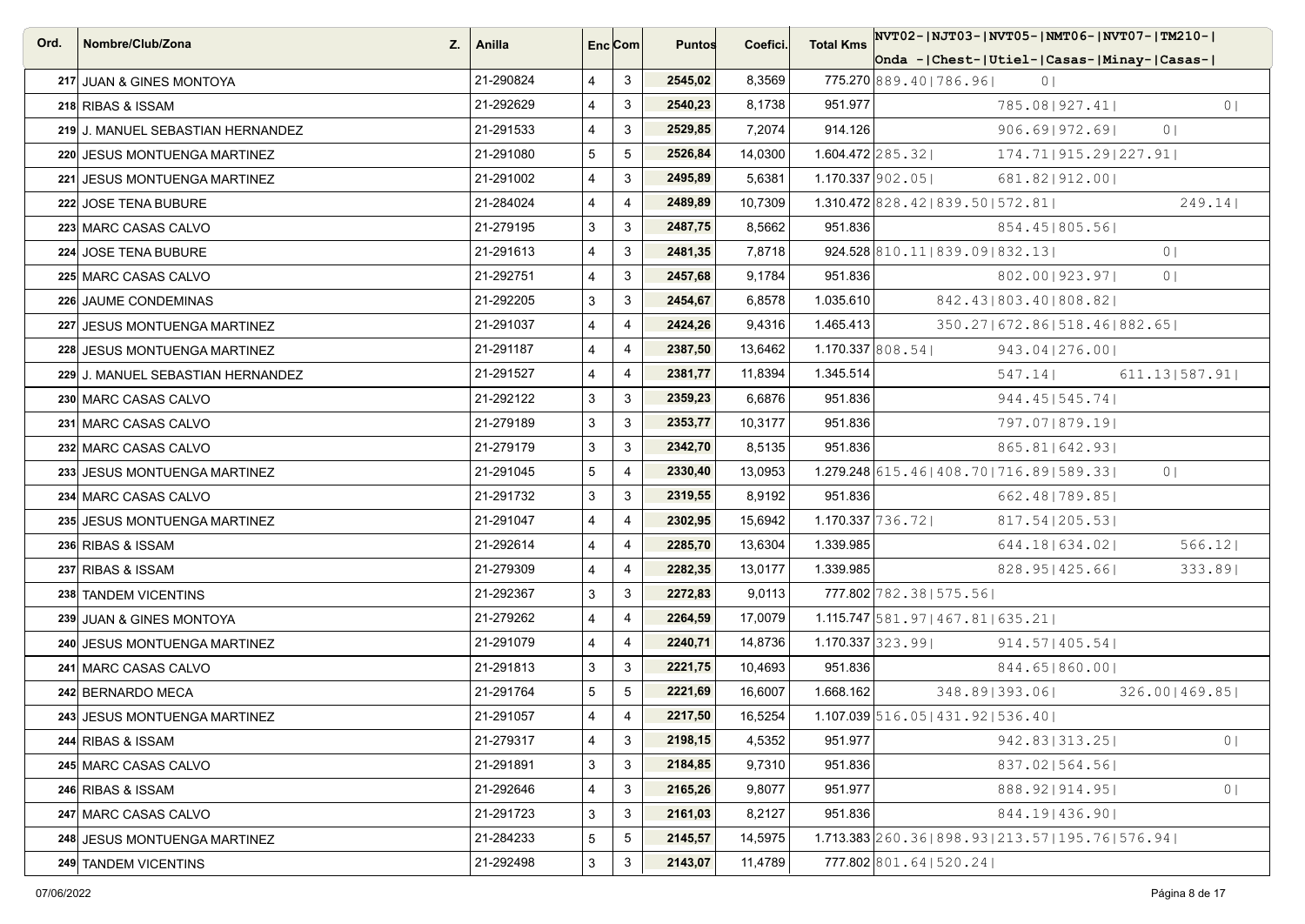| Ord. | Nombre/Club/Zona | Z. | Anilla | Enc | Com | Puntos | Coefici. | Total Kms | NVT02-Onda | NJT03-Chest | NVT05-Utiel | NMT06-Casas | NVT07-Minay | TM210-Casas |
|---|---|---|---|---|---|---|---|---|---|---|---|---|---|---|
| 217 | JUAN & GINES MONTOYA | | 21-290824 | 4 | 3 | 2545,02 | 8,3569 | 775.270 | 889.40 | 786.96 | 0 | | | |
| 218 | RIBAS & ISSAM | | 21-292629 | 4 | 3 | 2540,23 | 8,1738 | 951.977 | | | 785.08 | 927.41 | | 0 |
| 219 | J. MANUEL SEBASTIAN HERNANDEZ | | 21-291533 | 4 | 3 | 2529,85 | 7,2074 | 914.126 | | | 906.69 | 972.69 | 0 | |
| 220 | JESUS MONTUENGA MARTINEZ | | 21-291080 | 5 | 5 | 2526,84 | 14,0300 | 1.604.472 | 285.32 | | 174.71 | 915.29 | 227.91 | |
| 221 | JESUS MONTUENGA MARTINEZ | | 21-291002 | 4 | 3 | 2495,89 | 5,6381 | 1.170.337 | 902.05 | | 681.82 | 912.00 | | |
| 222 | JOSE TENA BUBURE | | 21-284024 | 4 | 4 | 2489,89 | 10,7309 | 1.310.472 | 828.42 | 839.50 | 572.81 | | | 249.14 |
| 223 | MARC CASAS CALVO | | 21-279195 | 3 | 3 | 2487,75 | 8,5662 | 951.836 | | | 854.45 | 805.56 | | |
| 224 | JOSE TENA BUBURE | | 21-291613 | 4 | 3 | 2481,35 | 7,8718 | 924.528 | 810.11 | 839.09 | 832.13 | | 0 | |
| 225 | MARC CASAS CALVO | | 21-292751 | 4 | 3 | 2457,68 | 9,1784 | 951.836 | | | 802.00 | 923.97 | 0 | |
| 226 | JAUME CONDEMINAS | | 21-292205 | 3 | 3 | 2454,67 | 6,8578 | 1.035.610 | | 842.43 | 803.40 | 808.82 | | |
| 227 | JESUS MONTUENGA MARTINEZ | | 21-291037 | 4 | 4 | 2424,26 | 9,4316 | 1.465.413 | | 350.27 | 672.86 | 518.46 | 882.65 | |
| 228 | JESUS MONTUENGA MARTINEZ | | 21-291187 | 4 | 4 | 2387,50 | 13,6462 | 1.170.337 | 808.54 | | 943.04 | 276.00 | | |
| 229 | J. MANUEL SEBASTIAN HERNANDEZ | | 21-291527 | 4 | 4 | 2381,77 | 11,8394 | 1.345.514 | | | 547.14 | | 611.13 | 587.91 |
| 230 | MARC CASAS CALVO | | 21-292122 | 3 | 3 | 2359,23 | 6,6876 | 951.836 | | | 944.45 | 545.74 | | |
| 231 | MARC CASAS CALVO | | 21-279189 | 3 | 3 | 2353,77 | 10,3177 | 951.836 | | | 797.07 | 879.19 | | |
| 232 | MARC CASAS CALVO | | 21-279179 | 3 | 3 | 2342,70 | 8,5135 | 951.836 | | | 865.81 | 642.93 | | |
| 233 | JESUS MONTUENGA MARTINEZ | | 21-291045 | 5 | 4 | 2330,40 | 13,0953 | 1.279.248 | 615.46 | 408.70 | 716.89 | 589.33 | 0 | |
| 234 | MARC CASAS CALVO | | 21-291732 | 3 | 3 | 2319,55 | 8,9192 | 951.836 | | | 662.48 | 789.85 | | |
| 235 | JESUS MONTUENGA MARTINEZ | | 21-291047 | 4 | 4 | 2302,95 | 15,6942 | 1.170.337 | 736.72 | | 817.54 | 205.53 | | |
| 236 | RIBAS & ISSAM | | 21-292614 | 4 | 4 | 2285,70 | 13,6304 | 1.339.985 | | | 644.18 | 634.02 | | 566.12 |
| 237 | RIBAS & ISSAM | | 21-279309 | 4 | 4 | 2282,35 | 13,0177 | 1.339.985 | | | 828.95 | 425.66 | | 333.89 |
| 238 | TANDEM VICENTINS | | 21-292367 | 3 | 3 | 2272,83 | 9,0113 | 777.802 | 782.38 | 575.56 | | | | |
| 239 | JUAN & GINES MONTOYA | | 21-279262 | 4 | 4 | 2264,59 | 17,0079 | 1.115.747 | 581.97 | 467.81 | 635.21 | | | |
| 240 | JESUS MONTUENGA MARTINEZ | | 21-291079 | 4 | 4 | 2240,71 | 14,8736 | 1.170.337 | 323.99 | | 914.57 | 405.54 | | |
| 241 | MARC CASAS CALVO | | 21-291813 | 3 | 3 | 2221,75 | 10,4693 | 951.836 | | | 844.65 | 860.00 | | |
| 242 | BERNARDO MECA | | 21-291764 | 5 | 5 | 2221,69 | 16,6007 | 1.668.162 | | 348.89 | 393.06 | | 326.00 | 469.85 |
| 243 | JESUS MONTUENGA MARTINEZ | | 21-291057 | 4 | 4 | 2217,50 | 16,5254 | 1.107.039 | 516.05 | 431.92 | 536.40 | | | |
| 244 | RIBAS & ISSAM | | 21-279317 | 4 | 3 | 2198,15 | 4,5352 | 951.977 | | | 942.83 | 313.25 | | 0 |
| 245 | MARC CASAS CALVO | | 21-291891 | 3 | 3 | 2184,85 | 9,7310 | 951.836 | | | 837.02 | 564.56 | | |
| 246 | RIBAS & ISSAM | | 21-292646 | 4 | 3 | 2165,26 | 9,8077 | 951.977 | | | 888.92 | 914.95 | | 0 |
| 247 | MARC CASAS CALVO | | 21-291723 | 3 | 3 | 2161,03 | 8,2127 | 951.836 | | | 844.19 | 436.90 | | |
| 248 | JESUS MONTUENGA MARTINEZ | | 21-284233 | 5 | 5 | 2145,57 | 14,5975 | 1.713.383 | 260.36 | 898.93 | 213.57 | 195.76 | 576.94 | |
| 249 | TANDEM VICENTINS | | 21-292498 | 3 | 3 | 2143,07 | 11,4789 | 777.802 | 801.64 | 520.24 | | | | |

07/06/2022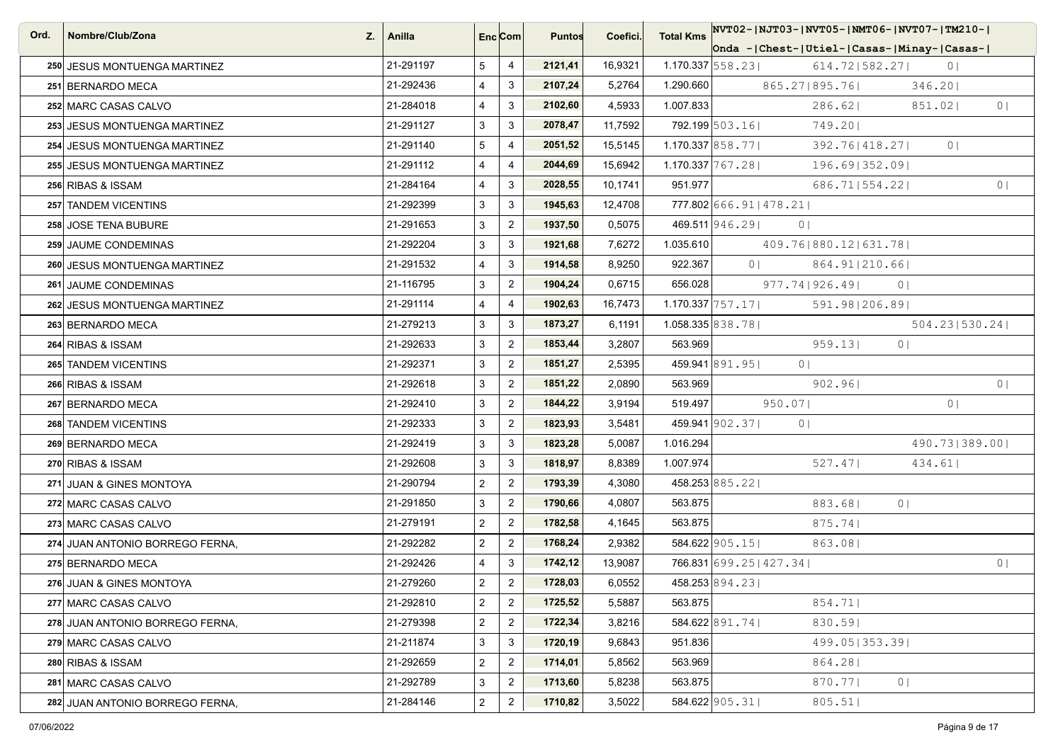| Ord. | Nombre/Club/Zona | Z. | Anilla | Enc | Com | Puntos | Coefici. | Total Kms | NVT02-Onda - | NJT03-Chest- | NVT05-Utiel- | NMT06-Casas- | NVT07-Minay- | TM210-Casas- |
|---|---|---|---|---|---|---|---|---|---|---|---|---|---|---|
| 250 | JESUS MONTUENGA MARTINEZ | | 21-291197 | 5 | 4 | **2121,41** | 16,9321 | 1.170.337 | 558.23 | | 614.72 | 582.27 | 0 | |
| 251 | BERNARDO MECA | | 21-292436 | 4 | 3 | **2107,24** | 5,2764 | 1.290.660 | | 865.27 | 895.76 | | 346.20 | |
| 252 | MARC CASAS CALVO | | 21-284018 | 4 | 3 | **2102,60** | 4,5933 | 1.007.833 | | | 286.62 | | 851.02 | 0 |
| 253 | JESUS MONTUENGA MARTINEZ | | 21-291127 | 3 | 3 | **2078,47** | 11,7592 | 792.199 | 503.16 | | 749.20 | | | |
| 254 | JESUS MONTUENGA MARTINEZ | | 21-291140 | 5 | 4 | **2051,52** | 15,5145 | 1.170.337 | 858.77 | | 392.76 | 418.27 | 0 | |
| 255 | JESUS MONTUENGA MARTINEZ | | 21-291112 | 4 | 4 | **2044,69** | 15,6942 | 1.170.337 | 767.28 | | 196.69 | 352.09 | | |
| 256 | RIBAS & ISSAM | | 21-284164 | 4 | 3 | **2028,55** | 10,1741 | 951.977 | | | 686.71 | 554.22 | | 0 |
| 257 | TANDEM VICENTINS | | 21-292399 | 3 | 3 | **1945,63** | 12,4708 | 777.802 | 666.91 | 478.21 | | | | |
| 258 | JOSE TENA BUBURE | | 21-291653 | 3 | 2 | **1937,50** | 0,5075 | 469.511 | 946.29 | 0 | | | | |
| 259 | JAUME CONDEMINAS | | 21-292204 | 3 | 3 | **1921,68** | 7,6272 | 1.035.610 | | 409.76 | 880.12 | 631.78 | | |
| 260 | JESUS MONTUENGA MARTINEZ | | 21-291532 | 4 | 3 | **1914,58** | 8,9250 | 922.367 | 0 | | 864.91 | 210.66 | | |
| 261 | JAUME CONDEMINAS | | 21-116795 | 3 | 2 | **1904,24** | 0,6715 | 656.028 | | 977.74 | 926.49 | 0 | | |
| 262 | JESUS MONTUENGA MARTINEZ | | 21-291114 | 4 | 4 | **1902,63** | 16,7473 | 1.170.337 | 757.17 | | 591.98 | 206.89 | | |
| 263 | BERNARDO MECA | | 21-279213 | 3 | 3 | **1873,27** | 6,1191 | 1.058.335 | 838.78 | | | | 504.23 | 530.24 |
| 264 | RIBAS & ISSAM | | 21-292633 | 3 | 2 | **1853,44** | 3,2807 | 563.969 | | | 959.13 | 0 | | |
| 265 | TANDEM VICENTINS | | 21-292371 | 3 | 2 | **1851,27** | 2,5395 | 459.941 | 891.95 | 0 | | | | |
| 266 | RIBAS & ISSAM | | 21-292618 | 3 | 2 | **1851,22** | 2,0890 | 563.969 | | | 902.96 | | | 0 |
| 267 | BERNARDO MECA | | 21-292410 | 3 | 2 | **1844,22** | 3,9194 | 519.497 | | 950.07 | | | 0 | |
| 268 | TANDEM VICENTINS | | 21-292333 | 3 | 2 | **1823,93** | 3,5481 | 459.941 | 902.37 | 0 | | | | |
| 269 | BERNARDO MECA | | 21-292419 | 3 | 3 | **1823,28** | 5,0087 | 1.016.294 | | | | | 490.73 | 389.00 |
| 270 | RIBAS & ISSAM | | 21-292608 | 3 | 3 | **1818,97** | 8,8389 | 1.007.974 | | | 527.47 | | 434.61 | |
| 271 | JUAN & GINES MONTOYA | | 21-290794 | 2 | 2 | **1793,39** | 4,3080 | 458.253 | 885.22 | | | | | |
| 272 | MARC CASAS CALVO | | 21-291850 | 3 | 2 | **1790,66** | 4,0807 | 563.875 | | | 883.68 | 0 | | |
| 273 | MARC CASAS CALVO | | 21-279191 | 2 | 2 | **1782,58** | 4,1645 | 563.875 | | | 875.74 | | | |
| 274 | JUAN ANTONIO BORREGO FERNA, | | 21-292282 | 2 | 2 | **1768,24** | 2,9382 | 584.622 | 905.15 | | 863.08 | | | |
| 275 | BERNARDO MECA | | 21-292426 | 4 | 3 | **1742,12** | 13,9087 | 766.831 | 699.25 | 427.34 | | | | 0 |
| 276 | JUAN & GINES MONTOYA | | 21-279260 | 2 | 2 | **1728,03** | 6,0552 | 458.253 | 894.23 | | | | | |
| 277 | MARC CASAS CALVO | | 21-292810 | 2 | 2 | **1725,52** | 5,5887 | 563.875 | | | 854.71 | | | |
| 278 | JUAN ANTONIO BORREGO FERNA, | | 21-279398 | 2 | 2 | **1722,34** | 3,8216 | 584.622 | 891.74 | | 830.59 | | | |
| 279 | MARC CASAS CALVO | | 21-211874 | 3 | 3 | **1720,19** | 9,6843 | 951.836 | | | 499.05 | 353.39 | | |
| 280 | RIBAS & ISSAM | | 21-292659 | 2 | 2 | **1714,01** | 5,8562 | 563.969 | | | 864.28 | | | |
| 281 | MARC CASAS CALVO | | 21-292789 | 3 | 2 | **1713,60** | 5,8238 | 563.875 | | | 870.77 | 0 | | |
| 282 | JUAN ANTONIO BORREGO FERNA, | | 21-284146 | 2 | 2 | **1710,82** | 3,5022 | 584.622 | 905.31 | | 805.51 | | | |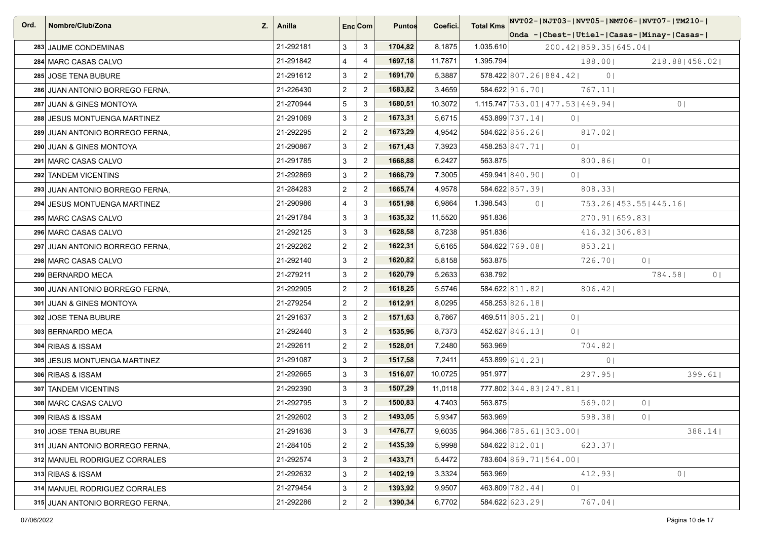| Ord. | Nombre/Club/Zona | Z. | Anilla | Enc | Com | Puntos | Coefici. | Total Kms | NVT02- Onda - | NJT03- Chest- | NVT05- Utiel- | NMT06- Casas- | NVT07- Minay- | TM210- Casas- |
|---|---|---|---|---|---|---|---|---|---|---|---|---|---|---|
| 283 | JAUME CONDEMINAS | | 21-292181 | 3 | 3 | **1704,82** | 8,1875 | 1.035.610 | | 200.42 | 859.35 | 645.04 | | |
| 284 | MARC CASAS CALVO | | 21-291842 | 4 | 4 | **1697,18** | 11,7871 | 1.395.794 | | | 188.00 | | 218.88 | 458.02 |
| 285 | JOSE TENA BUBURE | | 21-291612 | 3 | 2 | **1691,70** | 5,3887 | 578.422 | 807.26 | 884.42 | 0 | | | |
| 286 | JUAN ANTONIO BORREGO FERNA, | | 21-226430 | 2 | 2 | **1683,82** | 3,4659 | 584.622 | 916.70 | | 767.11 | | | |
| 287 | JUAN & GINES MONTOYA | | 21-270944 | 5 | 3 | **1680,51** | 10,3072 | 1.115.747 | 753.01 | 477.53 | 449.94 | | 0 | |
| 288 | JESUS MONTUENGA MARTINEZ | | 21-291069 | 3 | 2 | **1673,31** | 5,6715 | 453.899 | 737.14 | 0 | | | | |
| 289 | JUAN ANTONIO BORREGO FERNA, | | 21-292295 | 2 | 2 | **1673,29** | 4,9542 | 584.622 | 856.26 | | 817.02 | | | |
| 290 | JUAN & GINES MONTOYA | | 21-290867 | 3 | 2 | **1671,43** | 7,3923 | 458.253 | 847.71 | 0 | | | | |
| 291 | MARC CASAS CALVO | | 21-291785 | 3 | 2 | **1668,88** | 6,2427 | 563.875 | | | 800.86 | 0 | | |
| 292 | TANDEM VICENTINS | | 21-292869 | 3 | 2 | **1668,79** | 7,3005 | 459.941 | 840.90 | 0 | | | | |
| 293 | JUAN ANTONIO BORREGO FERNA, | | 21-284283 | 2 | 2 | **1665,74** | 4,9578 | 584.622 | 857.39 | | 808.33 | | | |
| 294 | JESUS MONTUENGA MARTINEZ | | 21-290986 | 4 | 3 | **1651,98** | 6,9864 | 1.398.543 | 0 | | 753.26 | 453.55 | 445.16 | |
| 295 | MARC CASAS CALVO | | 21-291784 | 3 | 3 | **1635,32** | 11,5520 | 951.836 | | | 270.91 | 659.83 | | |
| 296 | MARC CASAS CALVO | | 21-292125 | 3 | 3 | **1628,58** | 8,7238 | 951.836 | | | 416.32 | 306.83 | | |
| 297 | JUAN ANTONIO BORREGO FERNA, | | 21-292262 | 2 | 2 | **1622,31** | 5,6165 | 584.622 | 769.08 | | 853.21 | | | |
| 298 | MARC CASAS CALVO | | 21-292140 | 3 | 2 | **1620,82** | 5,8158 | 563.875 | | | 726.70 | 0 | | |
| 299 | BERNARDO MECA | | 21-279211 | 3 | 2 | **1620,79** | 5,2633 | 638.792 | | | | | 784.58 | 0 |
| 300 | JUAN ANTONIO BORREGO FERNA, | | 21-292905 | 2 | 2 | **1618,25** | 5,5746 | 584.622 | 811.82 | | 806.42 | | | |
| 301 | JUAN & GINES MONTOYA | | 21-279254 | 2 | 2 | **1612,91** | 8,0295 | 458.253 | 826.18 | | | | | |
| 302 | JOSE TENA BUBURE | | 21-291637 | 3 | 2 | **1571,63** | 8,7867 | 469.511 | 805.21 | 0 | | | | |
| 303 | BERNARDO MECA | | 21-292440 | 3 | 2 | **1535,96** | 8,7373 | 452.627 | 846.13 | 0 | | | | |
| 304 | RIBAS & ISSAM | | 21-292611 | 2 | 2 | **1528,01** | 7,2480 | 563.969 | | | 704.82 | | | |
| 305 | JESUS MONTUENGA MARTINEZ | | 21-291087 | 3 | 2 | **1517,58** | 7,2411 | 453.899 | 614.23 | | 0 | | | |
| 306 | RIBAS & ISSAM | | 21-292665 | 3 | 3 | **1516,07** | 10,0725 | 951.977 | | | 297.95 | | | 399.61 |
| 307 | TANDEM VICENTINS | | 21-292390 | 3 | 3 | **1507,29** | 11,0118 | 777.802 | 344.83 | 247.81 | | | | |
| 308 | MARC CASAS CALVO | | 21-292795 | 3 | 2 | **1500,83** | 4,7403 | 563.875 | | | 569.02 | 0 | | |
| 309 | RIBAS & ISSAM | | 21-292602 | 3 | 2 | **1493,05** | 5,9347 | 563.969 | | | 598.38 | 0 | | |
| 310 | JOSE TENA BUBURE | | 21-291636 | 3 | 3 | **1476,77** | 9,6035 | 964.366 | 785.61 | 303.00 | | | | 388.14 |
| 311 | JUAN ANTONIO BORREGO FERNA, | | 21-284105 | 2 | 2 | **1435,39** | 5,9998 | 584.622 | 812.01 | | 623.37 | | | |
| 312 | MANUEL RODRIGUEZ CORRALES | | 21-292574 | 3 | 2 | **1433,71** | 5,4472 | 783.604 | 869.71 | 564.00 | | | | |
| 313 | RIBAS & ISSAM | | 21-292632 | 3 | 2 | **1402,19** | 3,3324 | 563.969 | | | 412.93 | | 0 | |
| 314 | MANUEL RODRIGUEZ CORRALES | | 21-279454 | 3 | 2 | **1393,92** | 9,9507 | 463.809 | 782.44 | 0 | | | | |
| 315 | JUAN ANTONIO BORREGO FERNA, | | 21-292286 | 2 | 2 | **1390,34** | 6,7702 | 584.622 | 623.29 | | 767.04 | | | |

07/06/2022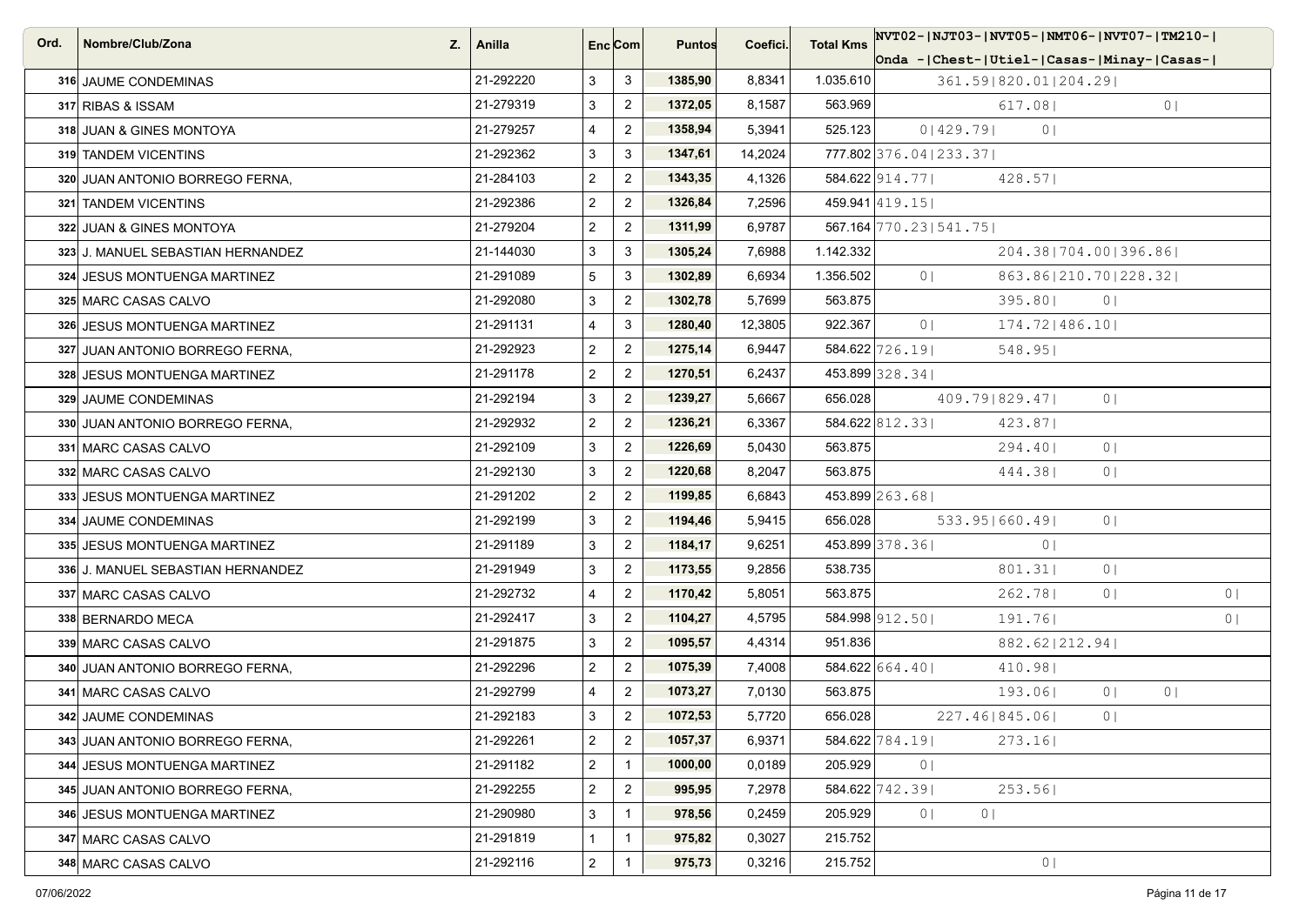| Ord. | Nombre/Club/Zona | Z. | Anilla | Enc | Com | Puntos | Coefici. | Total Kms | NVT02- Onda - | NJT03- Chest- | NVT05- Utiel- | NMT06- Casas- | NVT07- Minay- | TM210- Casas- |
|---|---|---|---|---|---|---|---|---|---|---|---|---|---|---|
| 316 | JAUME CONDEMINAS | | 21-292220 | 3 | 3 | 1385,90 | 8,8341 | 1.035.610 | | 361.59 | 820.01 | 204.29 | | |
| 317 | RIBAS & ISSAM | | 21-279319 | 3 | 2 | 1372,05 | 8,1587 | 563.969 | | | 617.08 | | | 0 |
| 318 | JUAN & GINES MONTOYA | | 21-279257 | 4 | 2 | 1358,94 | 5,3941 | 525.123 | 0 | 429.79 | 0 | | | |
| 319 | TANDEM VICENTINS | | 21-292362 | 3 | 3 | 1347,61 | 14,2024 | 777.802 | 376.04 | 233.37 | | | | |
| 320 | JUAN ANTONIO BORREGO FERNA, | | 21-284103 | 2 | 2 | 1343,35 | 4,1326 | 584.622 | 914.77 | | 428.57 | | | |
| 321 | TANDEM VICENTINS | | 21-292386 | 2 | 2 | 1326,84 | 7,2596 | 459.941 | 419.15 | | | | | |
| 322 | JUAN & GINES MONTOYA | | 21-279204 | 2 | 2 | 1311,99 | 6,9787 | 567.164 | 770.23 | 541.75 | | | | |
| 323 | J. MANUEL SEBASTIAN HERNANDEZ | | 21-144030 | 3 | 3 | 1305,24 | 7,6988 | 1.142.332 | | | 204.38 | 704.00 | 396.86 | |
| 324 | JESUS MONTUENGA MARTINEZ | | 21-291089 | 5 | 3 | 1302,89 | 6,6934 | 1.356.502 | 0 | | 863.86 | 210.70 | 228.32 | |
| 325 | MARC CASAS CALVO | | 21-292080 | 3 | 2 | 1302,78 | 5,7699 | 563.875 | | | 395.80 | 0 | | |
| 326 | JESUS MONTUENGA MARTINEZ | | 21-291131 | 4 | 3 | 1280,40 | 12,3805 | 922.367 | 0 | | 174.72 | 486.10 | | |
| 327 | JUAN ANTONIO BORREGO FERNA, | | 21-292923 | 2 | 2 | 1275,14 | 6,9447 | 584.622 | 726.19 | | 548.95 | | | |
| 328 | JESUS MONTUENGA MARTINEZ | | 21-291178 | 2 | 2 | 1270,51 | 6,2437 | 453.899 | 328.34 | | | | | |
| 329 | JAUME CONDEMINAS | | 21-292194 | 3 | 2 | 1239,27 | 5,6667 | 656.028 | | 409.79 | 829.47 | 0 | | |
| 330 | JUAN ANTONIO BORREGO FERNA, | | 21-292932 | 2 | 2 | 1236,21 | 6,3367 | 584.622 | 812.33 | | 423.87 | | | |
| 331 | MARC CASAS CALVO | | 21-292109 | 3 | 2 | 1226,69 | 5,0430 | 563.875 | | | 294.40 | 0 | | |
| 332 | MARC CASAS CALVO | | 21-292130 | 3 | 2 | 1220,68 | 8,2047 | 563.875 | | | 444.38 | 0 | | |
| 333 | JESUS MONTUENGA MARTINEZ | | 21-291202 | 2 | 2 | 1199,85 | 6,6843 | 453.899 | 263.68 | | | | | |
| 334 | JAUME CONDEMINAS | | 21-292199 | 3 | 2 | 1194,46 | 5,9415 | 656.028 | | 533.95 | 660.49 | 0 | | |
| 335 | JESUS MONTUENGA MARTINEZ | | 21-291189 | 3 | 2 | 1184,17 | 9,6251 | 453.899 | 378.36 | | 0 | | | |
| 336 | J. MANUEL SEBASTIAN HERNANDEZ | | 21-291949 | 3 | 2 | 1173,55 | 9,2856 | 538.735 | | | 801.31 | 0 | | |
| 337 | MARC CASAS CALVO | | 21-292732 | 4 | 2 | 1170,42 | 5,8051 | 563.875 | | | 262.78 | 0 | | 0 |
| 338 | BERNARDO MECA | | 21-292417 | 3 | 2 | 1104,27 | 4,5795 | 584.998 | 912.50 | | 191.76 | | | 0 |
| 339 | MARC CASAS CALVO | | 21-291875 | 3 | 2 | 1095,57 | 4,4314 | 951.836 | | | 882.62 | 212.94 | | |
| 340 | JUAN ANTONIO BORREGO FERNA, | | 21-292296 | 2 | 2 | 1075,39 | 7,4008 | 584.622 | 664.40 | | 410.98 | | | |
| 341 | MARC CASAS CALVO | | 21-292799 | 4 | 2 | 1073,27 | 7,0130 | 563.875 | | | 193.06 | 0 | 0 | |
| 342 | JAUME CONDEMINAS | | 21-292183 | 3 | 2 | 1072,53 | 5,7720 | 656.028 | | 227.46 | 845.06 | 0 | | |
| 343 | JUAN ANTONIO BORREGO FERNA, | | 21-292261 | 2 | 2 | 1057,37 | 6,9371 | 584.622 | 784.19 | | 273.16 | | | |
| 344 | JESUS MONTUENGA MARTINEZ | | 21-291182 | 2 | 1 | 1000,00 | 0,0189 | 205.929 | 0 | | | | | |
| 345 | JUAN ANTONIO BORREGO FERNA, | | 21-292255 | 2 | 2 | 995,95 | 7,2978 | 584.622 | 742.39 | | 253.56 | | | |
| 346 | JESUS MONTUENGA MARTINEZ | | 21-290980 | 3 | 1 | 978,56 | 0,2459 | 205.929 | 0 | 0 | | | | |
| 347 | MARC CASAS CALVO | | 21-291819 | 1 | 1 | 975,82 | 0,3027 | 215.752 | | | | | | |
| 348 | MARC CASAS CALVO | | 21-292116 | 2 | 1 | 975,73 | 0,3216 | 215.752 | | | 0 | | | |

07/06/2022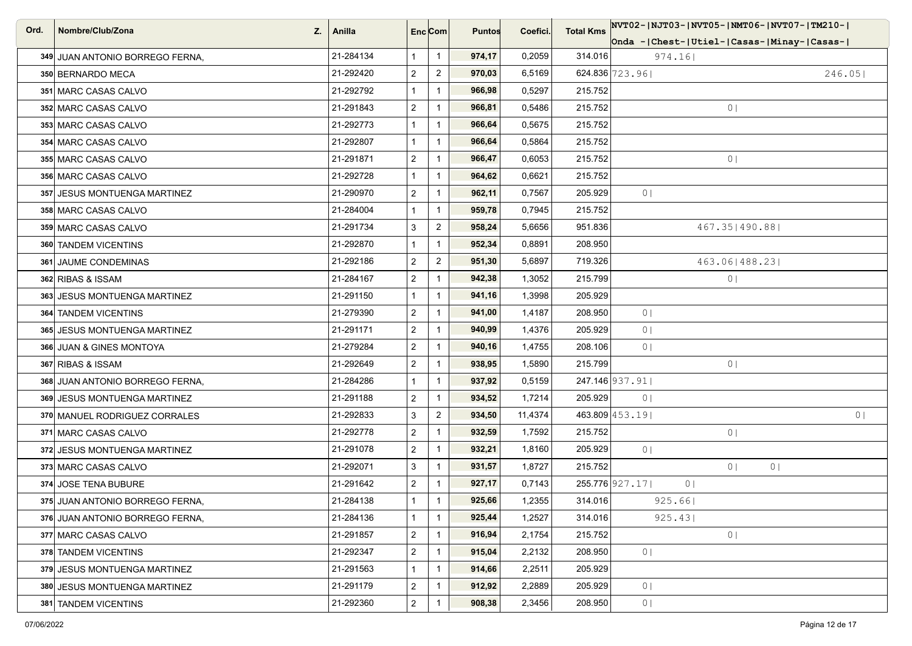| Ord. | Nombre/Club/Zona | Z. | Anilla | Enc | Com | Puntos | Coefici. | Total Kms | NVT02-Onda - | NJT03-Chest- | NVT05-Utiel- | NMT06-Casas- | NVT07-Minay- | TM210-Casas- |
|---|---|---|---|---|---|---|---|---|---|---|---|---|---|---|
| 349 | JUAN ANTONIO BORREGO FERNA, | | 21-284134 | 1 | 1 | **974,17** | 0,2059 | 314.016 | | 974.16 | | | | |
| 350 | BERNARDO MECA | | 21-292420 | 2 | 2 | **970,03** | 6,5169 | 624.836 | 723.96 | | | | | 246.05 |
| 351 | MARC CASAS CALVO | | 21-292792 | 1 | 1 | **966,98** | 0,5297 | 215.752 | | | | | | |
| 352 | MARC CASAS CALVO | | 21-291843 | 2 | 1 | **966,81** | 0,5486 | 215.752 | | | 0 | | | |
| 353 | MARC CASAS CALVO | | 21-292773 | 1 | 1 | **966,64** | 0,5675 | 215.752 | | | | | | |
| 354 | MARC CASAS CALVO | | 21-292807 | 1 | 1 | **966,64** | 0,5864 | 215.752 | | | | | | |
| 355 | MARC CASAS CALVO | | 21-291871 | 2 | 1 | **966,47** | 0,6053 | 215.752 | | | 0 | | | |
| 356 | MARC CASAS CALVO | | 21-292728 | 1 | 1 | **964,62** | 0,6621 | 215.752 | | | | | | |
| 357 | JESUS MONTUENGA MARTINEZ | | 21-290970 | 2 | 1 | **962,11** | 0,7567 | 205.929 | 0 | | | | | |
| 358 | MARC CASAS CALVO | | 21-284004 | 1 | 1 | **959,78** | 0,7945 | 215.752 | | | | | | |
| 359 | MARC CASAS CALVO | | 21-291734 | 3 | 2 | **958,24** | 5,6656 | 951.836 | | | 467.35 | 490.88 | | |
| 360 | TANDEM VICENTINS | | 21-292870 | 1 | 1 | **952,34** | 0,8891 | 208.950 | | | | | | |
| 361 | JAUME CONDEMINAS | | 21-292186 | 2 | 2 | **951,30** | 5,6897 | 719.326 | | | 463.06 | 488.23 | | |
| 362 | RIBAS & ISSAM | | 21-284167 | 2 | 1 | **942,38** | 1,3052 | 215.799 | | | 0 | | | |
| 363 | JESUS MONTUENGA MARTINEZ | | 21-291150 | 1 | 1 | **941,16** | 1,3998 | 205.929 | | | | | | |
| 364 | TANDEM VICENTINS | | 21-279390 | 2 | 1 | **941,00** | 1,4187 | 208.950 | 0 | | | | | |
| 365 | JESUS MONTUENGA MARTINEZ | | 21-291171 | 2 | 1 | **940,99** | 1,4376 | 205.929 | 0 | | | | | |
| 366 | JUAN & GINES MONTOYA | | 21-279284 | 2 | 1 | **940,16** | 1,4755 | 208.106 | 0 | | | | | |
| 367 | RIBAS & ISSAM | | 21-292649 | 2 | 1 | **938,95** | 1,5890 | 215.799 | | | 0 | | | |
| 368 | JUAN ANTONIO BORREGO FERNA, | | 21-284286 | 1 | 1 | **937,92** | 0,5159 | 247.146 | 937.91 | | | | | |
| 369 | JESUS MONTUENGA MARTINEZ | | 21-291188 | 2 | 1 | **934,52** | 1,7214 | 205.929 | 0 | | | | | |
| 370 | MANUEL RODRIGUEZ CORRALES | | 21-292833 | 3 | 2 | **934,50** | 11,4374 | 463.809 | 453.19 | | | | | 0 |
| 371 | MARC CASAS CALVO | | 21-292778 | 2 | 1 | **932,59** | 1,7592 | 215.752 | | | 0 | | | |
| 372 | JESUS MONTUENGA MARTINEZ | | 21-291078 | 2 | 1 | **932,21** | 1,8160 | 205.929 | 0 | | | | | |
| 373 | MARC CASAS CALVO | | 21-292071 | 3 | 1 | **931,57** | 1,8727 | 215.752 | | | 0 | 0 | | |
| 374 | JOSE TENA BUBURE | | 21-291642 | 2 | 1 | **927,17** | 0,7143 | 255.776 | 927.17 | 0 | | | | |
| 375 | JUAN ANTONIO BORREGO FERNA, | | 21-284138 | 1 | 1 | **925,66** | 1,2355 | 314.016 | | 925.66 | | | | |
| 376 | JUAN ANTONIO BORREGO FERNA, | | 21-284136 | 1 | 1 | **925,44** | 1,2527 | 314.016 | | 925.43 | | | | |
| 377 | MARC CASAS CALVO | | 21-291857 | 2 | 1 | **916,94** | 2,1754 | 215.752 | | | 0 | | | |
| 378 | TANDEM VICENTINS | | 21-292347 | 2 | 1 | **915,04** | 2,2132 | 208.950 | 0 | | | | | |
| 379 | JESUS MONTUENGA MARTINEZ | | 21-291563 | 1 | 1 | **914,66** | 2,2511 | 205.929 | | | | | | |
| 380 | JESUS MONTUENGA MARTINEZ | | 21-291179 | 2 | 1 | **912,92** | 2,2889 | 205.929 | 0 | | | | | |
| 381 | TANDEM VICENTINS | | 21-292360 | 2 | 1 | **908,38** | 2,3456 | 208.950 | 0 | | | | | |

07/06/2022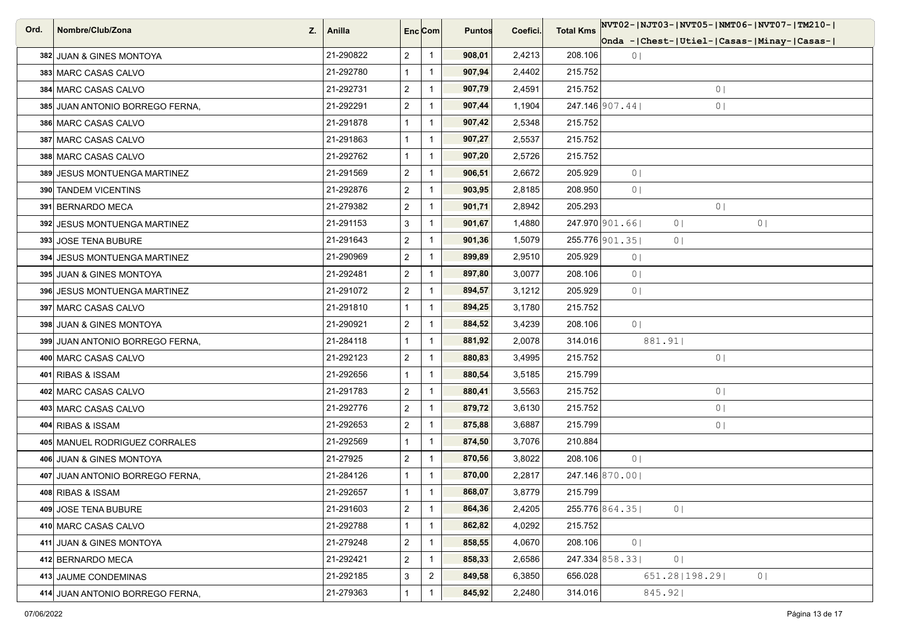| Ord. | Nombre/Club/Zona | Z. | Anilla | Enc | Com | Puntos | Coefici. | Total Kms | NVT02- Onda - | NJT03- Chest- | NVT05- Utiel- | NMT06- Casas- | NVT07- Minay- | TM210- Casas- |
|---|---|---|---|---|---|---|---|---|---|---|---|---|---|---|
| 382 | JUAN & GINES MONTOYA | | 21-290822 | 2 | 1 | **908,01** | 2,4213 | 208.106 | 0 | | | | | |
| 383 | MARC CASAS CALVO | | 21-292780 | 1 | 1 | **907,94** | 2,4402 | 215.752 | | | | | | |
| 384 | MARC CASAS CALVO | | 21-292731 | 2 | 1 | **907,79** | 2,4591 | 215.752 | | | | 0 | | |
| 385 | JUAN ANTONIO BORREGO FERNA, | | 21-292291 | 2 | 1 | **907,44** | 1,1904 | 247.146 | 907.44 | | | 0 | | |
| 386 | MARC CASAS CALVO | | 21-291878 | 1 | 1 | **907,42** | 2,5348 | 215.752 | | | | | | |
| 387 | MARC CASAS CALVO | | 21-291863 | 1 | 1 | **907,27** | 2,5537 | 215.752 | | | | | | |
| 388 | MARC CASAS CALVO | | 21-292762 | 1 | 1 | **907,20** | 2,5726 | 215.752 | | | | | | |
| 389 | JESUS MONTUENGA MARTINEZ | | 21-291569 | 2 | 1 | **906,51** | 2,6672 | 205.929 | 0 | | | | | |
| 390 | TANDEM VICENTINS | | 21-292876 | 2 | 1 | **903,95** | 2,8185 | 208.950 | 0 | | | | | |
| 391 | BERNARDO MECA | | 21-279382 | 2 | 1 | **901,71** | 2,8942 | 205.293 | | | | 0 | | |
| 392 | JESUS MONTUENGA MARTINEZ | | 21-291153 | 3 | 1 | **901,67** | 1,4880 | 247.970 | 901.66 | | 0 | | 0 | |
| 393 | JOSE TENA BUBURE | | 21-291643 | 2 | 1 | **901,36** | 1,5079 | 255.776 | 901.35 | | 0 | | | |
| 394 | JESUS MONTUENGA MARTINEZ | | 21-290969 | 2 | 1 | **899,89** | 2,9510 | 205.929 | 0 | | | | | |
| 395 | JUAN & GINES MONTOYA | | 21-292481 | 2 | 1 | **897,80** | 3,0077 | 208.106 | 0 | | | | | |
| 396 | JESUS MONTUENGA MARTINEZ | | 21-291072 | 2 | 1 | **894,57** | 3,1212 | 205.929 | 0 | | | | | |
| 397 | MARC CASAS CALVO | | 21-291810 | 1 | 1 | **894,25** | 3,1780 | 215.752 | | | | | | |
| 398 | JUAN & GINES MONTOYA | | 21-290921 | 2 | 1 | **884,52** | 3,4239 | 208.106 | 0 | | | | | |
| 399 | JUAN ANTONIO BORREGO FERNA, | | 21-284118 | 1 | 1 | **881,92** | 2,0078 | 314.016 | | 881.91 | | | | |
| 400 | MARC CASAS CALVO | | 21-292123 | 2 | 1 | **880,83** | 3,4995 | 215.752 | | | | 0 | | |
| 401 | RIBAS & ISSAM | | 21-292656 | 1 | 1 | **880,54** | 3,5185 | 215.799 | | | | | | |
| 402 | MARC CASAS CALVO | | 21-291783 | 2 | 1 | **880,41** | 3,5563 | 215.752 | | | | 0 | | |
| 403 | MARC CASAS CALVO | | 21-292776 | 2 | 1 | **879,72** | 3,6130 | 215.752 | | | | 0 | | |
| 404 | RIBAS & ISSAM | | 21-292653 | 2 | 1 | **875,88** | 3,6887 | 215.799 | | | | 0 | | |
| 405 | MANUEL RODRIGUEZ CORRALES | | 21-292569 | 1 | 1 | **874,50** | 3,7076 | 210.884 | | | | | | |
| 406 | JUAN & GINES MONTOYA | | 21-27925 | 2 | 1 | **870,56** | 3,8022 | 208.106 | 0 | | | | | |
| 407 | JUAN ANTONIO BORREGO FERNA, | | 21-284126 | 1 | 1 | **870,00** | 2,2817 | 247.146 | 870.00 | | | | | |
| 408 | RIBAS & ISSAM | | 21-292657 | 1 | 1 | **868,07** | 3,8779 | 215.799 | | | | | | |
| 409 | JOSE TENA BUBURE | | 21-291603 | 2 | 1 | **864,36** | 2,4205 | 255.776 | 864.35 | | 0 | | | |
| 410 | MARC CASAS CALVO | | 21-292788 | 1 | 1 | **862,82** | 4,0292 | 215.752 | | | | | | |
| 411 | JUAN & GINES MONTOYA | | 21-279248 | 2 | 1 | **858,55** | 4,0670 | 208.106 | 0 | | | | | |
| 412 | BERNARDO MECA | | 21-292421 | 2 | 1 | **858,33** | 2,6586 | 247.334 | 858.33 | | 0 | | | |
| 413 | JAUME CONDEMINAS | | 21-292185 | 3 | 2 | **849,58** | 6,3850 | 656.028 | | 651.28 | 198.29 | | 0 | |
| 414 | JUAN ANTONIO BORREGO FERNA, | | 21-279363 | 1 | 1 | **845,92** | 2,2480 | 314.016 | | 845.92 | | | | |

07/06/2022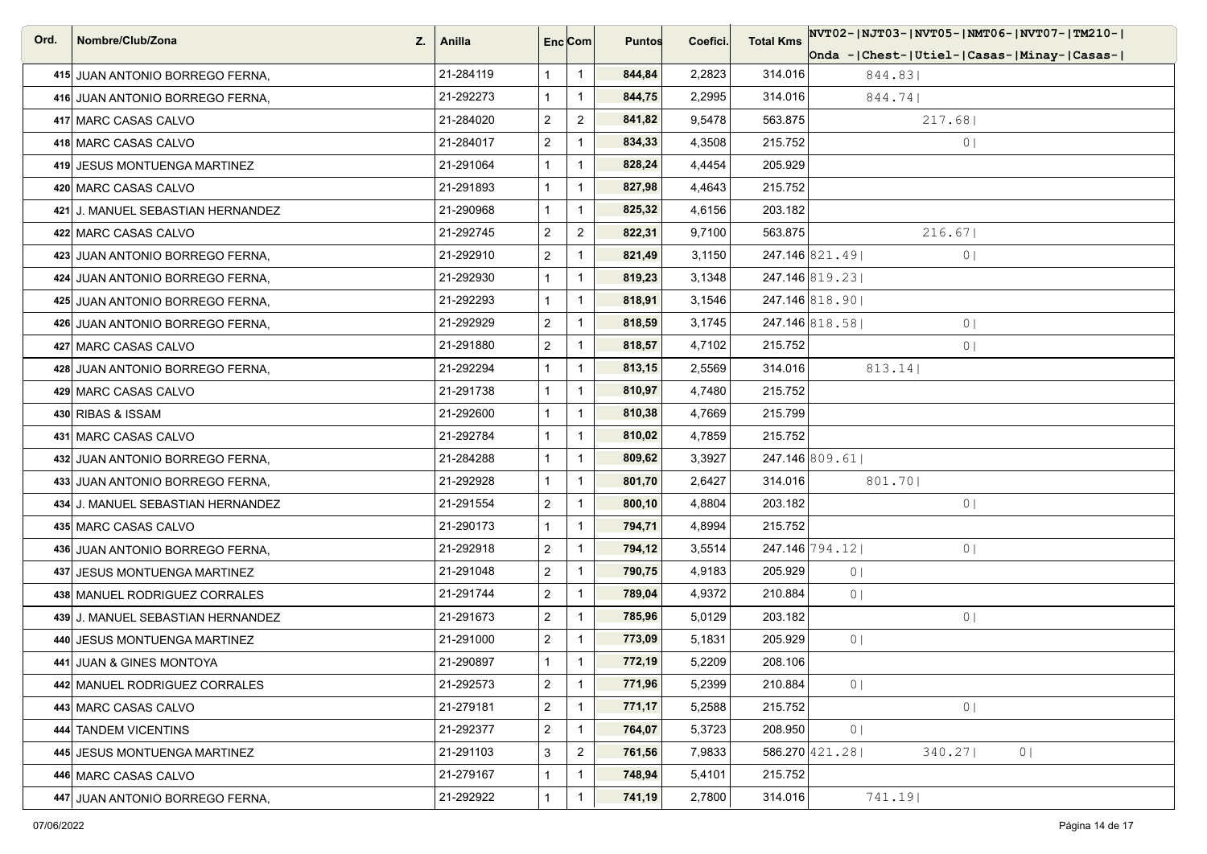| Ord. | Nombre/Club/Zona | Z. | Anilla | Enc | Com | Puntos | Coefici. | Total Kms | NVT02- Onda - | NJT03- Chest- | NVT05- Utiel- | NMT06- Casas- | NVT07- Minay- | TM210- Casas- |
|---|---|---|---|---|---|---|---|---|---|---|---|---|---|---|
| 415 | JUAN ANTONIO BORREGO FERNA, | | 21-284119 | 1 | 1 | 844,84 | 2,2823 | 314.016 | | 844.83\| | | | | |
| 416 | JUAN ANTONIO BORREGO FERNA, | | 21-292273 | 1 | 1 | 844,75 | 2,2995 | 314.016 | | 844.74\| | | | | |
| 417 | MARC CASAS CALVO | | 21-284020 | 2 | 2 | 841,82 | 9,5478 | 563.875 | | | 217.68\| | | | |
| 418 | MARC CASAS CALVO | | 21-284017 | 2 | 1 | 834,33 | 4,3508 | 215.752 | | | 0\| | | | |
| 419 | JESUS MONTUENGA MARTINEZ | | 21-291064 | 1 | 1 | 828,24 | 4,4454 | 205.929 | | | | | | |
| 420 | MARC CASAS CALVO | | 21-291893 | 1 | 1 | 827,98 | 4,4643 | 215.752 | | | | | | |
| 421 | J. MANUEL SEBASTIAN HERNANDEZ | | 21-290968 | 1 | 1 | 825,32 | 4,6156 | 203.182 | | | | | | |
| 422 | MARC CASAS CALVO | | 21-292745 | 2 | 2 | 822,31 | 9,7100 | 563.875 | | | 216.67\| | | | |
| 423 | JUAN ANTONIO BORREGO FERNA, | | 21-292910 | 2 | 1 | 821,49 | 3,1150 | 247.146 | 821.49\| | | 0\| | | | |
| 424 | JUAN ANTONIO BORREGO FERNA, | | 21-292930 | 1 | 1 | 819,23 | 3,1348 | 247.146 | 819.23\| | | | | | |
| 425 | JUAN ANTONIO BORREGO FERNA, | | 21-292293 | 1 | 1 | 818,91 | 3,1546 | 247.146 | 818.90\| | | | | | |
| 426 | JUAN ANTONIO BORREGO FERNA, | | 21-292929 | 2 | 1 | 818,59 | 3,1745 | 247.146 | 818.58\| | | 0\| | | | |
| 427 | MARC CASAS CALVO | | 21-291880 | 2 | 1 | 818,57 | 4,7102 | 215.752 | | | 0\| | | | |
| 428 | JUAN ANTONIO BORREGO FERNA, | | 21-292294 | 1 | 1 | 813,15 | 2,5569 | 314.016 | | 813.14\| | | | | |
| 429 | MARC CASAS CALVO | | 21-291738 | 1 | 1 | 810,97 | 4,7480 | 215.752 | | | | | | |
| 430 | RIBAS & ISSAM | | 21-292600 | 1 | 1 | 810,38 | 4,7669 | 215.799 | | | | | | |
| 431 | MARC CASAS CALVO | | 21-292784 | 1 | 1 | 810,02 | 4,7859 | 215.752 | | | | | | |
| 432 | JUAN ANTONIO BORREGO FERNA, | | 21-284288 | 1 | 1 | 809,62 | 3,3927 | 247.146 | 809.61\| | | | | | |
| 433 | JUAN ANTONIO BORREGO FERNA, | | 21-292928 | 1 | 1 | 801,70 | 2,6427 | 314.016 | | 801.70\| | | | | |
| 434 | J. MANUEL SEBASTIAN HERNANDEZ | | 21-291554 | 2 | 1 | 800,10 | 4,8804 | 203.182 | | | 0\| | | | |
| 435 | MARC CASAS CALVO | | 21-290173 | 1 | 1 | 794,71 | 4,8994 | 215.752 | | | | | | |
| 436 | JUAN ANTONIO BORREGO FERNA, | | 21-292918 | 2 | 1 | 794,12 | 3,5514 | 247.146 | 794.12\| | | 0\| | | | |
| 437 | JESUS MONTUENGA MARTINEZ | | 21-291048 | 2 | 1 | 790,75 | 4,9183 | 205.929 | 0\| | | | | | |
| 438 | MANUEL RODRIGUEZ CORRALES | | 21-291744 | 2 | 1 | 789,04 | 4,9372 | 210.884 | 0\| | | | | | |
| 439 | J. MANUEL SEBASTIAN HERNANDEZ | | 21-291673 | 2 | 1 | 785,96 | 5,0129 | 203.182 | | | 0\| | | | |
| 440 | JESUS MONTUENGA MARTINEZ | | 21-291000 | 2 | 1 | 773,09 | 5,1831 | 205.929 | 0\| | | | | | |
| 441 | JUAN & GINES MONTOYA | | 21-290897 | 1 | 1 | 772,19 | 5,2209 | 208.106 | | | | | | |
| 442 | MANUEL RODRIGUEZ CORRALES | | 21-292573 | 2 | 1 | 771,96 | 5,2399 | 210.884 | 0\| | | | | | |
| 443 | MARC CASAS CALVO | | 21-279181 | 2 | 1 | 771,17 | 5,2588 | 215.752 | | | 0\| | | | |
| 444 | TANDEM VICENTINS | | 21-292377 | 2 | 1 | 764,07 | 5,3723 | 208.950 | 0\| | | | | | |
| 445 | JESUS MONTUENGA MARTINEZ | | 21-291103 | 3 | 2 | 761,56 | 7,9833 | 586.270 | 421.28\| | | 340.27\| | 0\| | | |
| 446 | MARC CASAS CALVO | | 21-279167 | 1 | 1 | 748,94 | 5,4101 | 215.752 | | | | | | |
| 447 | JUAN ANTONIO BORREGO FERNA, | | 21-292922 | 1 | 1 | 741,19 | 2,7800 | 314.016 | | 741.19\| | | | | |

07/06/2022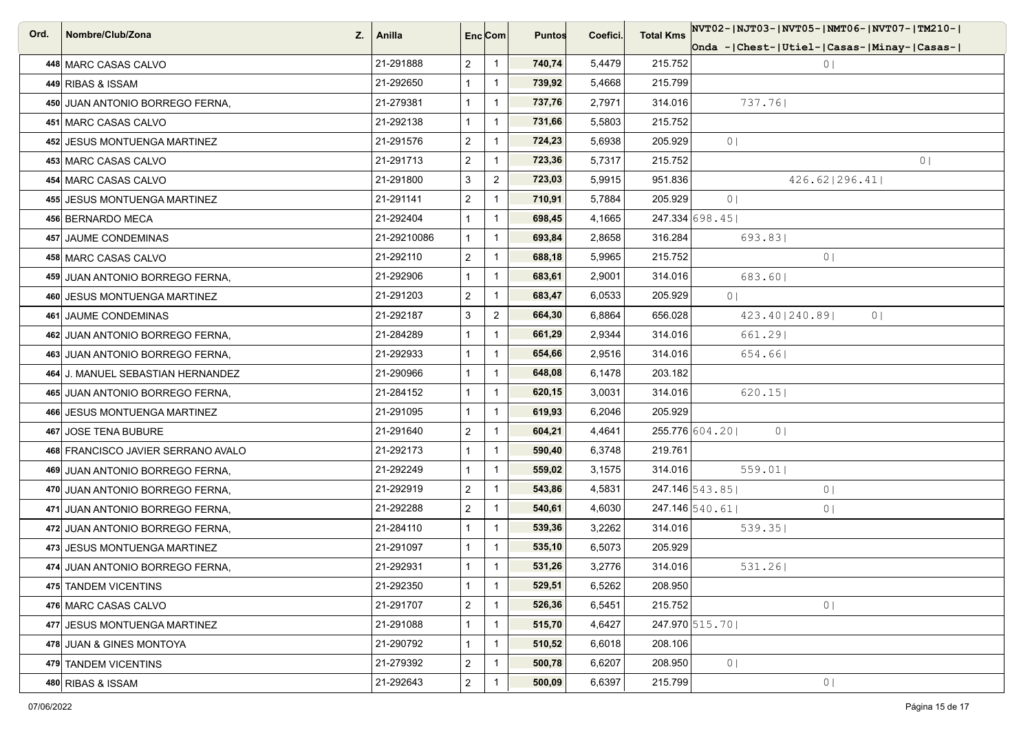| Ord. | Nombre/Club/Zona | Z. | Anilla | Enc | Com | Puntos | Coefici. | Total Kms | NVT02-Onda | NJT03-Chest | NVT05-Utiel | NMT06-Casas | NVT07-Minay | TM210-Casas |
|---|---|---|---|---|---|---|---|---|---|---|---|---|---|---|
| 448 | MARC CASAS CALVO | | 21-291888 | 2 | 1 | **740,74** | 5,4479 | 215.752 | | | 0 | | | |
| 449 | RIBAS & ISSAM | | 21-292650 | 1 | 1 | **739,92** | 5,4668 | 215.799 | | | | | | |
| 450 | JUAN ANTONIO BORREGO FERNA, | | 21-279381 | 1 | 1 | **737,76** | 2,7971 | 314.016 | | 737.76 | | | | |
| 451 | MARC CASAS CALVO | | 21-292138 | 1 | 1 | **731,66** | 5,5803 | 215.752 | | | | | | |
| 452 | JESUS MONTUENGA MARTINEZ | | 21-291576 | 2 | 1 | **724,23** | 5,6938 | 205.929 | 0 | | | | | |
| 453 | MARC CASAS CALVO | | 21-291713 | 2 | 1 | **723,36** | 5,7317 | 215.752 | | | | | | 0 |
| 454 | MARC CASAS CALVO | | 21-291800 | 3 | 2 | **723,03** | 5,9915 | 951.836 | | | 426.62 | 296.41 | | |
| 455 | JESUS MONTUENGA MARTINEZ | | 21-291141 | 2 | 1 | **710,91** | 5,7884 | 205.929 | 0 | | | | | |
| 456 | BERNARDO MECA | | 21-292404 | 1 | 1 | **698,45** | 4,1665 | 247.334 | 698.45 | | | | | |
| 457 | JAUME CONDEMINAS | | 21-29210086 | 1 | 1 | **693,84** | 2,8658 | 316.284 | | 693.83 | | | | |
| 458 | MARC CASAS CALVO | | 21-292110 | 2 | 1 | **688,18** | 5,9965 | 215.752 | | | 0 | | | |
| 459 | JUAN ANTONIO BORREGO FERNA, | | 21-292906 | 1 | 1 | **683,61** | 2,9001 | 314.016 | | 683.60 | | | | |
| 460 | JESUS MONTUENGA MARTINEZ | | 21-291203 | 2 | 1 | **683,47** | 6,0533 | 205.929 | 0 | | | | | |
| 461 | JAUME CONDEMINAS | | 21-292187 | 3 | 2 | **664,30** | 6,8864 | 656.028 | | 423.40 | 240.89 | 0 | | |
| 462 | JUAN ANTONIO BORREGO FERNA, | | 21-284289 | 1 | 1 | **661,29** | 2,9344 | 314.016 | | 661.29 | | | | |
| 463 | JUAN ANTONIO BORREGO FERNA, | | 21-292933 | 1 | 1 | **654,66** | 2,9516 | 314.016 | | 654.66 | | | | |
| 464 | J. MANUEL SEBASTIAN HERNANDEZ | | 21-290966 | 1 | 1 | **648,08** | 6,1478 | 203.182 | | | | | | |
| 465 | JUAN ANTONIO BORREGO FERNA, | | 21-284152 | 1 | 1 | **620,15** | 3,0031 | 314.016 | | 620.15 | | | | |
| 466 | JESUS MONTUENGA MARTINEZ | | 21-291095 | 1 | 1 | **619,93** | 6,2046 | 205.929 | | | | | | |
| 467 | JOSE TENA BUBURE | | 21-291640 | 2 | 1 | **604,21** | 4,4641 | 255.776 | 604.20 | 0 | | | | |
| 468 | FRANCISCO JAVIER SERRANO AVALO | | 21-292173 | 1 | 1 | **590,40** | 6,3748 | 219.761 | | | | | | |
| 469 | JUAN ANTONIO BORREGO FERNA, | | 21-292249 | 1 | 1 | **559,02** | 3,1575 | 314.016 | | 559.01 | | | | |
| 470 | JUAN ANTONIO BORREGO FERNA, | | 21-292919 | 2 | 1 | **543,86** | 4,5831 | 247.146 | 543.85 | | 0 | | | |
| 471 | JUAN ANTONIO BORREGO FERNA, | | 21-292288 | 2 | 1 | **540,61** | 4,6030 | 247.146 | 540.61 | | 0 | | | |
| 472 | JUAN ANTONIO BORREGO FERNA, | | 21-284110 | 1 | 1 | **539,36** | 3,2262 | 314.016 | | 539.35 | | | | |
| 473 | JESUS MONTUENGA MARTINEZ | | 21-291097 | 1 | 1 | **535,10** | 6,5073 | 205.929 | | | | | | |
| 474 | JUAN ANTONIO BORREGO FERNA, | | 21-292931 | 1 | 1 | **531,26** | 3,2776 | 314.016 | | 531.26 | | | | |
| 475 | TANDEM VICENTINS | | 21-292350 | 1 | 1 | **529,51** | 6,5262 | 208.950 | | | | | | |
| 476 | MARC CASAS CALVO | | 21-291707 | 2 | 1 | **526,36** | 6,5451 | 215.752 | | | 0 | | | |
| 477 | JESUS MONTUENGA MARTINEZ | | 21-291088 | 1 | 1 | **515,70** | 4,6427 | 247.970 | 515.70 | | | | | |
| 478 | JUAN & GINES MONTOYA | | 21-290792 | 1 | 1 | **510,52** | 6,6018 | 208.106 | | | | | | |
| 479 | TANDEM VICENTINS | | 21-279392 | 2 | 1 | **500,78** | 6,6207 | 208.950 | 0 | | | | | |
| 480 | RIBAS & ISSAM | | 21-292643 | 2 | 1 | **500,09** | 6,6397 | 215.799 | | | 0 | | | |

07/06/2022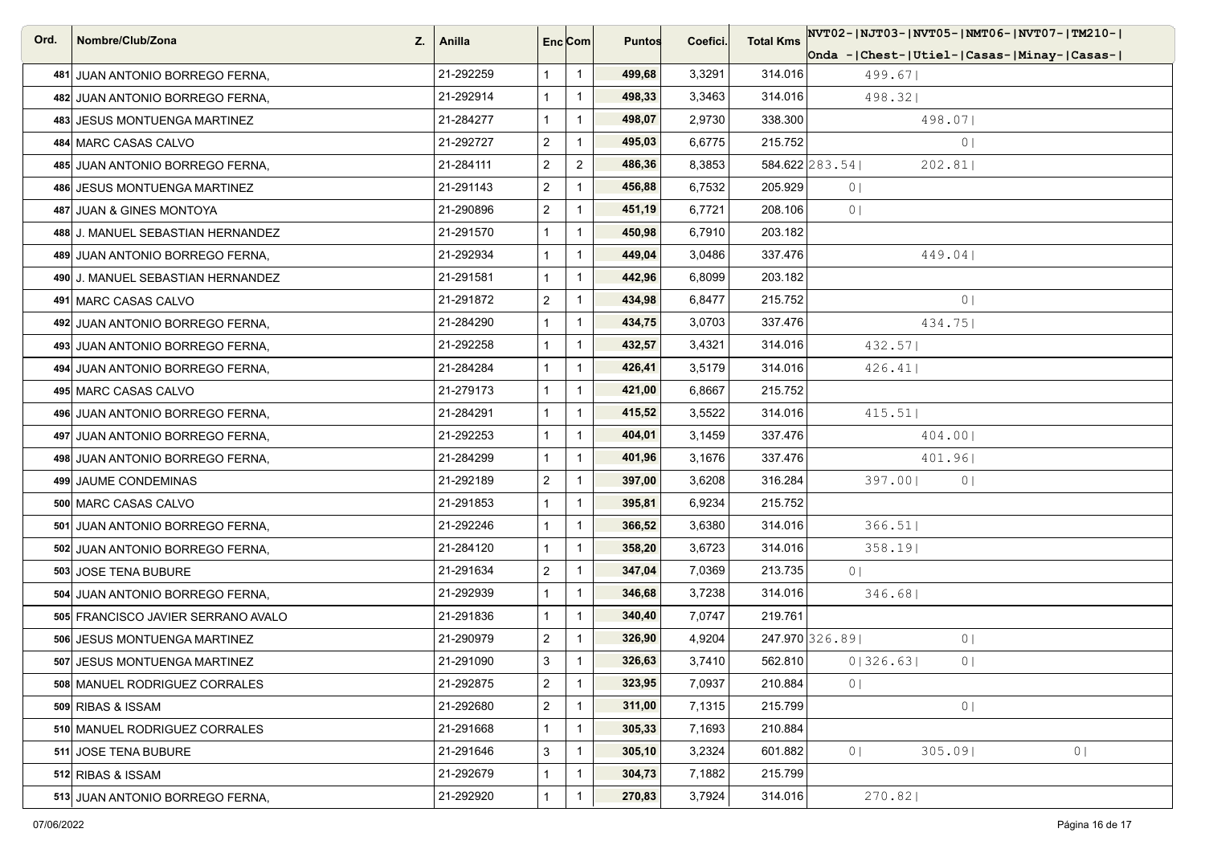| Ord. | Nombre/Club/Zona | Z. | Anilla | Enc | Com | Puntos | Coefici. | Total Kms | NVT02-\|NJT03-\|NVT05-\|NMT06-\|NVT07-\|TM210-\| Onda -\|Chest-\|Utiel-\|Casas-\|Minay-\|Casas-\| |
|---|---|---|---|---|---|---|---|---|---|
| 481 | JUAN ANTONIO BORREGO FERNA, | | 21-292259 | 1 | 1 | **499,68** | 3,3291 | 314.016 | 499.67\| |
| 482 | JUAN ANTONIO BORREGO FERNA, | | 21-292914 | 1 | 1 | **498,33** | 3,3463 | 314.016 | 498.32\| |
| 483 | JESUS MONTUENGA MARTINEZ | | 21-284277 | 1 | 1 | **498,07** | 2,9730 | 338.300 | 498.07\| |
| 484 | MARC CASAS CALVO | | 21-292727 | 2 | 1 | **495,03** | 6,6775 | 215.752 | 0\| |
| 485 | JUAN ANTONIO BORREGO FERNA, | | 21-284111 | 2 | 2 | **486,36** | 8,3853 | 584.622 | 283.54\| 202.81\| |
| 486 | JESUS MONTUENGA MARTINEZ | | 21-291143 | 2 | 1 | **456,88** | 6,7532 | 205.929 | 0\| |
| 487 | JUAN & GINES MONTOYA | | 21-290896 | 2 | 1 | **451,19** | 6,7721 | 208.106 | 0\| |
| 488 | J. MANUEL SEBASTIAN HERNANDEZ | | 21-291570 | 1 | 1 | **450,98** | 6,7910 | 203.182 | |
| 489 | JUAN ANTONIO BORREGO FERNA, | | 21-292934 | 1 | 1 | **449,04** | 3,0486 | 337.476 | 449.04\| |
| 490 | J. MANUEL SEBASTIAN HERNANDEZ | | 21-291581 | 1 | 1 | **442,96** | 6,8099 | 203.182 | |
| 491 | MARC CASAS CALVO | | 21-291872 | 2 | 1 | **434,98** | 6,8477 | 215.752 | 0\| |
| 492 | JUAN ANTONIO BORREGO FERNA, | | 21-284290 | 1 | 1 | **434,75** | 3,0703 | 337.476 | 434.75\| |
| 493 | JUAN ANTONIO BORREGO FERNA, | | 21-292258 | 1 | 1 | **432,57** | 3,4321 | 314.016 | 432.57\| |
| 494 | JUAN ANTONIO BORREGO FERNA, | | 21-284284 | 1 | 1 | **426,41** | 3,5179 | 314.016 | 426.41\| |
| 495 | MARC CASAS CALVO | | 21-279173 | 1 | 1 | **421,00** | 6,8667 | 215.752 | |
| 496 | JUAN ANTONIO BORREGO FERNA, | | 21-284291 | 1 | 1 | **415,52** | 3,5522 | 314.016 | 415.51\| |
| 497 | JUAN ANTONIO BORREGO FERNA, | | 21-292253 | 1 | 1 | **404,01** | 3,1459 | 337.476 | 404.00\| |
| 498 | JUAN ANTONIO BORREGO FERNA, | | 21-284299 | 1 | 1 | **401,96** | 3,1676 | 337.476 | 401.96\| |
| 499 | JAUME CONDEMINAS | | 21-292189 | 2 | 1 | **397,00** | 3,6208 | 316.284 | 397.00\| 0\| |
| 500 | MARC CASAS CALVO | | 21-291853 | 1 | 1 | **395,81** | 6,9234 | 215.752 | |
| 501 | JUAN ANTONIO BORREGO FERNA, | | 21-292246 | 1 | 1 | **366,52** | 3,6380 | 314.016 | 366.51\| |
| 502 | JUAN ANTONIO BORREGO FERNA, | | 21-284120 | 1 | 1 | **358,20** | 3,6723 | 314.016 | 358.19\| |
| 503 | JOSE TENA BUBURE | | 21-291634 | 2 | 1 | **347,04** | 7,0369 | 213.735 | 0\| |
| 504 | JUAN ANTONIO BORREGO FERNA, | | 21-292939 | 1 | 1 | **346,68** | 3,7238 | 314.016 | 346.68\| |
| 505 | FRANCISCO JAVIER SERRANO AVALO | | 21-291836 | 1 | 1 | **340,40** | 7,0747 | 219.761 | |
| 506 | JESUS MONTUENGA MARTINEZ | | 21-290979 | 2 | 1 | **326,90** | 4,9204 | 247.970 | 326.89\| 0\| |
| 507 | JESUS MONTUENGA MARTINEZ | | 21-291090 | 3 | 1 | **326,63** | 3,7410 | 562.810 | 0\|326.63\| 0\| |
| 508 | MANUEL RODRIGUEZ CORRALES | | 21-292875 | 2 | 1 | **323,95** | 7,0937 | 210.884 | 0\| |
| 509 | RIBAS & ISSAM | | 21-292680 | 2 | 1 | **311,00** | 7,1315 | 215.799 | 0\| |
| 510 | MANUEL RODRIGUEZ CORRALES | | 21-291668 | 1 | 1 | **305,33** | 7,1693 | 210.884 | |
| 511 | JOSE TENA BUBURE | | 21-291646 | 3 | 1 | **305,10** | 3,2324 | 601.882 | 0\| 305.09\| 0\| |
| 512 | RIBAS & ISSAM | | 21-292679 | 1 | 1 | **304,73** | 7,1882 | 215.799 | |
| 513 | JUAN ANTONIO BORREGO FERNA, | | 21-292920 | 1 | 1 | **270,83** | 3,7924 | 314.016 | 270.82\| |

07/06/2022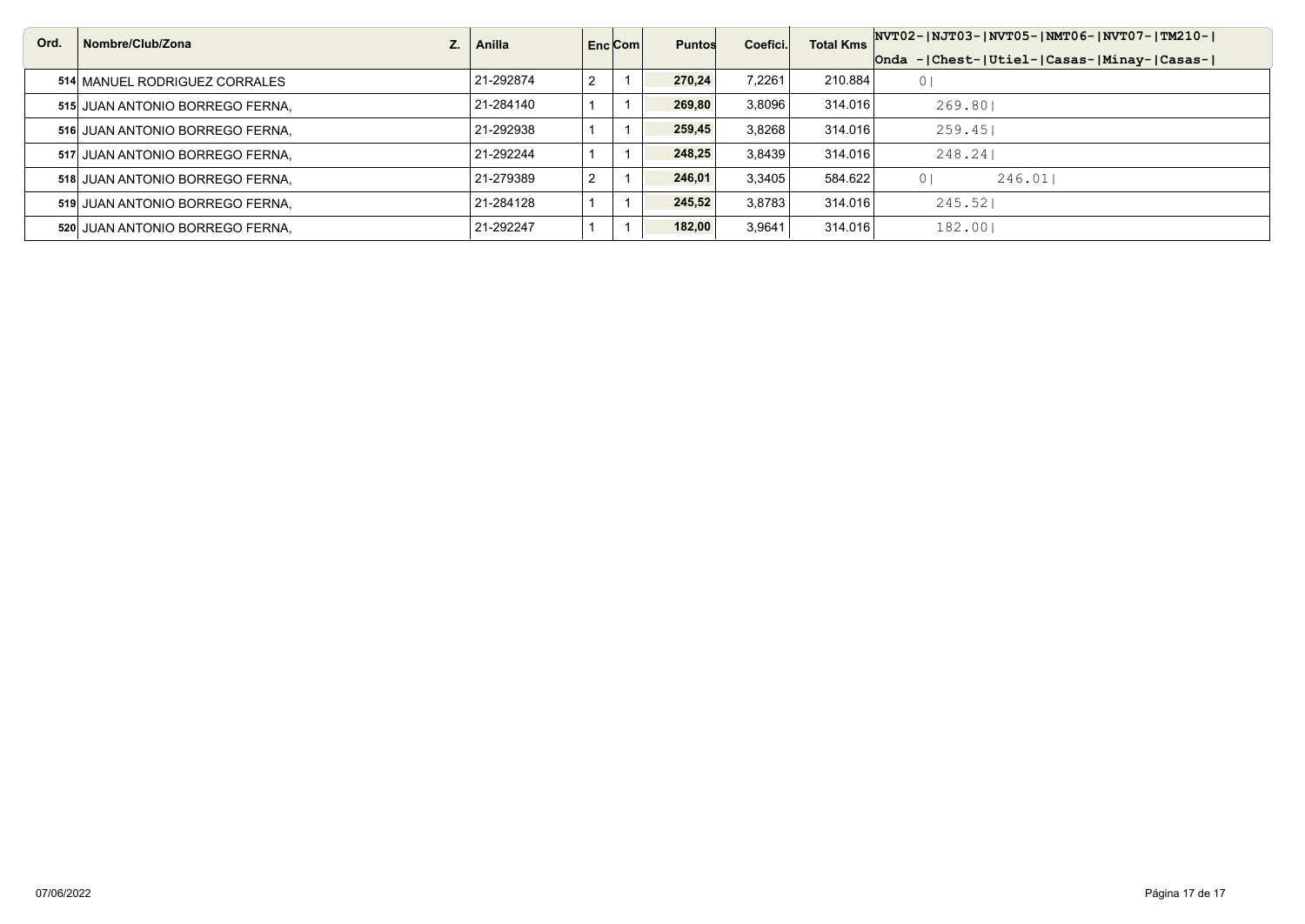| Ord. | Nombre/Club/Zona | Z. | Anilla | Enc | Com | Puntos | Coefici. | Total Kms | NVT02- Onda - | NJT03- Chest- | NVT05- Utiel- | NMT06- Casas- | NVT07- Minay- | TM210- Casas- |
|---|---|---|---|---|---|---|---|---|---|---|---|---|---|---|
| 514 | MANUEL RODRIGUEZ CORRALES | | 21-292874 | 2 | 1 | **270,24** | 7,2261 | 210.884 | 0 | | | | | |
| 515 | JUAN ANTONIO BORREGO FERNA, | | 21-284140 | 1 | 1 | **269,80** | 3,8096 | 314.016 | | 269.80 | | | | |
| 516 | JUAN ANTONIO BORREGO FERNA, | | 21-292938 | 1 | 1 | **259,45** | 3,8268 | 314.016 | | 259.45 | | | | |
| 517 | JUAN ANTONIO BORREGO FERNA, | | 21-292244 | 1 | 1 | **248,25** | 3,8439 | 314.016 | | 248.24 | | | | |
| 518 | JUAN ANTONIO BORREGO FERNA, | | 21-279389 | 2 | 1 | **246,01** | 3,3405 | 584.622 | 0 | | 246.01 | | | |
| 519 | JUAN ANTONIO BORREGO FERNA, | | 21-284128 | 1 | 1 | **245,52** | 3,8783 | 314.016 | | 245.52 | | | | |
| 520 | JUAN ANTONIO BORREGO FERNA, | | 21-292247 | 1 | 1 | **182,00** | 3,9641 | 314.016 | | 182.00 | | | | |

07/06/2022